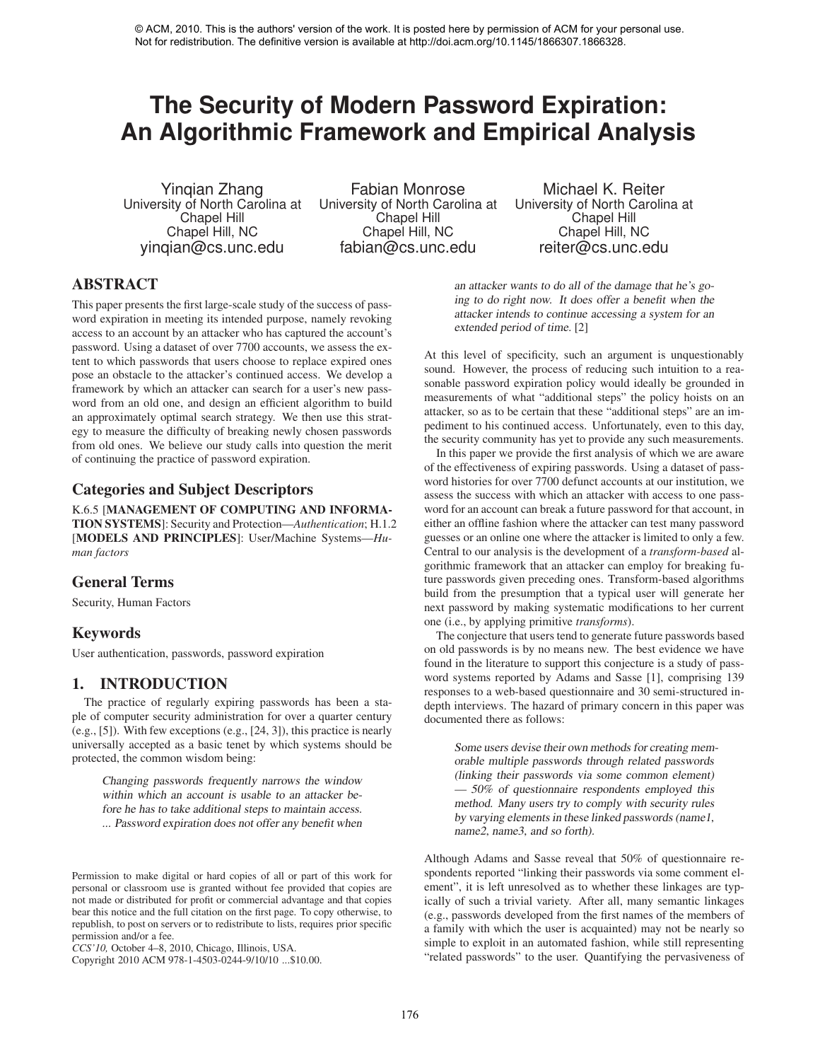© ACM, 2010. This is the authors' version of the work. It is posted here by permission of ACM for your personal use. Not for redistribution. The definitive version is available at http://doi.acm.org/10.1145/1866307.1866328.

# The Security of Modern Password Expiration: An Algorithmic Framework and Empirical Analysis

Yinqian Zhang
University of North Carolina at Chapel Hill
Chapel Hill, NC
yinqian@cs.unc.edu

Fabian Monrose
University of North Carolina at Chapel Hill
Chapel Hill, NC
fabian@cs.unc.edu

Michael K. Reiter
University of North Carolina at Chapel Hill
Chapel Hill, NC
reiter@cs.unc.edu

## ABSTRACT

This paper presents the first large-scale study of the success of password expiration in meeting its intended purpose, namely revoking access to an account by an attacker who has captured the account's password. Using a dataset of over 7700 accounts, we assess the extent to which passwords that users choose to replace expired ones pose an obstacle to the attacker's continued access. We develop a framework by which an attacker can search for a user's new password from an old one, and design an efficient algorithm to build an approximately optimal search strategy. We then use this strategy to measure the difficulty of breaking newly chosen passwords from old ones. We believe our study calls into question the merit of continuing the practice of password expiration.

## Categories and Subject Descriptors

K.6.5 [**MANAGEMENT OF COMPUTING AND INFORMATION SYSTEMS**]: Security and Protection—*Authentication*; H.1.2 [**MODELS AND PRINCIPLES**]: User/Machine Systems—*Human factors*

## General Terms

Security, Human Factors

## Keywords

User authentication, passwords, password expiration

## 1. INTRODUCTION

The practice of regularly expiring passwords has been a staple of computer security administration for over a quarter century (e.g., [5]). With few exceptions (e.g., [24, 3]), this practice is nearly universally accepted as a basic tenet by which systems should be protected, the common wisdom being:

> Changing passwords frequently narrows the window within which an account is usable to an attacker before he has to take additional steps to maintain access. ... Password expiration does not offer any benefit when an attacker wants to do all of the damage that he's going to do right now. It does offer a benefit when the attacker intends to continue accessing a system for an extended period of time. [2]

At this level of specificity, such an argument is unquestionably sound. However, the process of reducing such intuition to a reasonable password expiration policy would ideally be grounded in measurements of what "additional steps" the policy hoists on an attacker, so as to be certain that these "additional steps" are an impediment to his continued access. Unfortunately, even to this day, the security community has yet to provide any such measurements.

In this paper we provide the first analysis of which we are aware of the effectiveness of expiring passwords. Using a dataset of password histories for over 7700 defunct accounts at our institution, we assess the success with which an attacker with access to one password for an account can break a future password for that account, in either an offline fashion where the attacker can test many password guesses or an online one where the attacker is limited to only a few. Central to our analysis is the development of a *transform-based* algorithmic framework that an attacker can employ for breaking future passwords given preceding ones. Transform-based algorithms build from the presumption that a typical user will generate her next password by making systematic modifications to her current one (i.e., by applying primitive *transforms*).

The conjecture that users tend to generate future passwords based on old passwords is by no means new. The best evidence we have found in the literature to support this conjecture is a study of password systems reported by Adams and Sasse [1], comprising 139 responses to a web-based questionnaire and 30 semi-structured in-depth interviews. The hazard of primary concern in this paper was documented there as follows:

> Some users devise their own methods for creating memorable multiple passwords through related passwords (linking their passwords via some common element) — 50% of questionnaire respondents employed this method. Many users try to comply with security rules by varying elements in these linked passwords (name1, name2, name3, and so forth).

Although Adams and Sasse reveal that 50% of questionnaire respondents reported "linking their passwords via some comment element", it is left unresolved as to whether these linkages are typically of such a trivial variety. After all, many semantic linkages (e.g., passwords developed from the first names of the members of a family with which the user is acquainted) may not be nearly so simple to exploit in an automated fashion, while still representing "related passwords" to the user. Quantifying the pervasiveness of

Permission to make digital or hard copies of all or part of this work for personal or classroom use is granted without fee provided that copies are not made or distributed for profit or commercial advantage and that copies bear this notice and the full citation on the first page. To copy otherwise, to republish, to post on servers or to redistribute to lists, requires prior specific permission and/or a fee.
*CCS'10,* October 4–8, 2010, Chicago, Illinois, USA.
Copyright 2010 ACM 978-1-4503-0244-9/10/10 ...$10.00.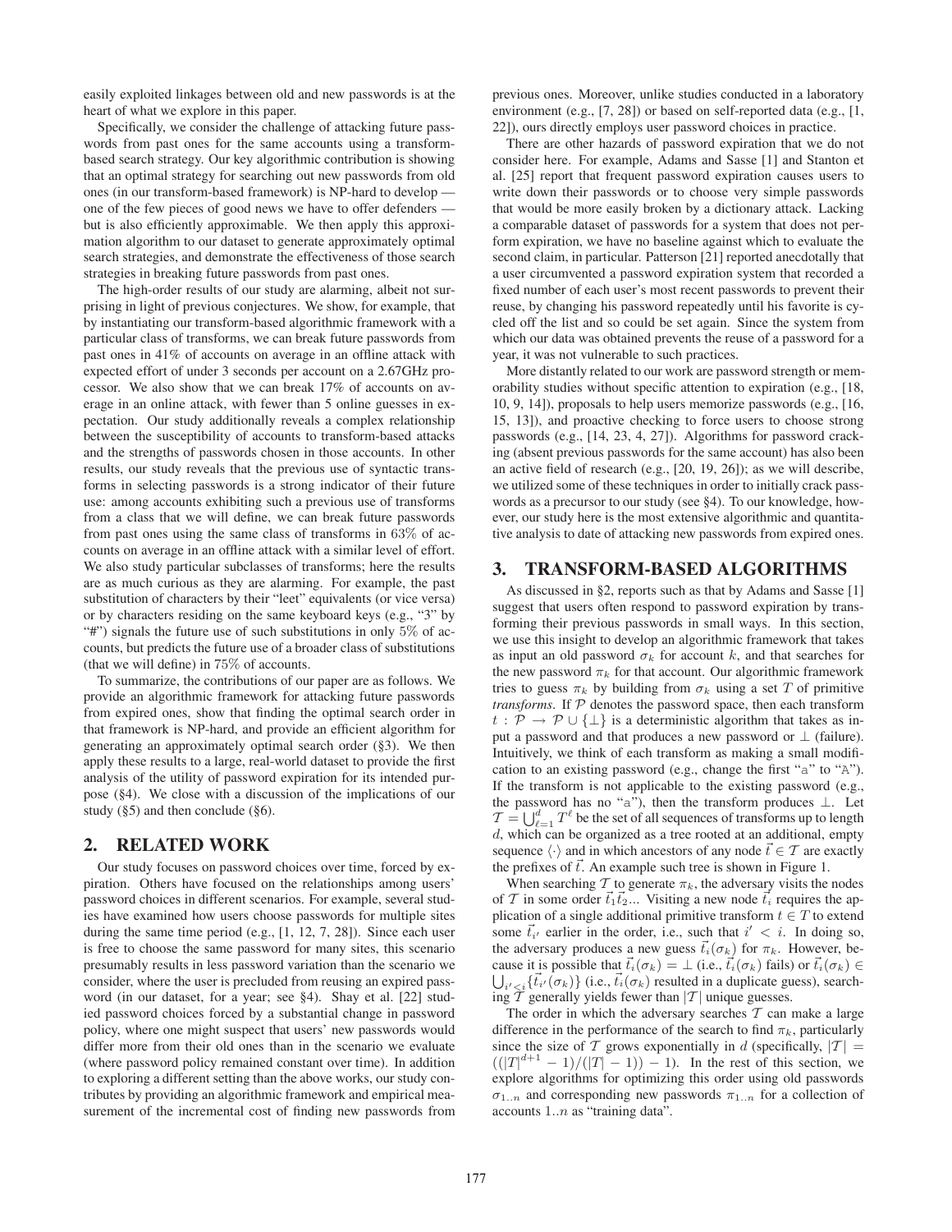easily exploited linkages between old and new passwords is at the heart of what we explore in this paper.

Specifically, we consider the challenge of attacking future passwords from past ones for the same accounts using a transform-based search strategy. Our key algorithmic contribution is showing that an optimal strategy for searching out new passwords from old ones (in our transform-based framework) is NP-hard to develop — one of the few pieces of good news we have to offer defenders — but is also efficiently approximable. We then apply this approximation algorithm to our dataset to generate approximately optimal search strategies, and demonstrate the effectiveness of those search strategies in breaking future passwords from past ones.

The high-order results of our study are alarming, albeit not surprising in light of previous conjectures. We show, for example, that by instantiating our transform-based algorithmic framework with a particular class of transforms, we can break future passwords from past ones in 41% of accounts on average in an offline attack with expected effort of under 3 seconds per account on a 2.67GHz processor. We also show that we can break 17% of accounts on average in an online attack, with fewer than 5 online guesses in expectation. Our study additionally reveals a complex relationship between the susceptibility of accounts to transform-based attacks and the strengths of passwords chosen in those accounts. In other results, our study reveals that the previous use of syntactic transforms in selecting passwords is a strong indicator of their future use: among accounts exhibiting such a previous use of transforms from a class that we will define, we can break future passwords from past ones using the same class of transforms in 63% of accounts on average in an offline attack with a similar level of effort. We also study particular subclasses of transforms; here the results are as much curious as they are alarming. For example, the past substitution of characters by their "leet" equivalents (or vice versa) or by characters residing on the same keyboard keys (e.g., "3" by "#") signals the future use of such substitutions in only 5% of accounts, but predicts the future use of a broader class of substitutions (that we will define) in 75% of accounts.

To summarize, the contributions of our paper are as follows. We provide an algorithmic framework for attacking future passwords from expired ones, show that finding the optimal search order in that framework is NP-hard, and provide an efficient algorithm for generating an approximately optimal search order (§3). We then apply these results to a large, real-world dataset to provide the first analysis of the utility of password expiration for its intended purpose (§4). We close with a discussion of the implications of our study (§5) and then conclude (§6).

## 2. RELATED WORK

Our study focuses on password choices over time, forced by expiration. Others have focused on the relationships among users' password choices in different scenarios. For example, several studies have examined how users choose passwords for multiple sites during the same time period (e.g., [1, 12, 7, 28]). Since each user is free to choose the same password for many sites, this scenario presumably results in less password variation than the scenario we consider, where the user is precluded from reusing an expired password (in our dataset, for a year; see §4). Shay et al. [22] studied password choices forced by a substantial change in password policy, where one might suspect that users' new passwords would differ more from their old ones than in the scenario we evaluate (where password policy remained constant over time). In addition to exploring a different setting than the above works, our study contributes by providing an algorithmic framework and empirical measurement of the incremental cost of finding new passwords from previous ones. Moreover, unlike studies conducted in a laboratory environment (e.g., [7, 28]) or based on self-reported data (e.g., [1, 22]), ours directly employs user password choices in practice.

There are other hazards of password expiration that we do not consider here. For example, Adams and Sasse [1] and Stanton et al. [25] report that frequent password expiration causes users to write down their passwords or to choose very simple passwords that would be more easily broken by a dictionary attack. Lacking a comparable dataset of passwords for a system that does not perform expiration, we have no baseline against which to evaluate the second claim, in particular. Patterson [21] reported anecdotally that a user circumvented a password expiration system that recorded a fixed number of each user's most recent passwords to prevent their reuse, by changing his password repeatedly until his favorite is cycled off the list and so could be set again. Since the system from which our data was obtained prevents the reuse of a password for a year, it was not vulnerable to such practices.

More distantly related to our work are password strength or memorability studies without specific attention to expiration (e.g., [18, 10, 9, 14]), proposals to help users memorize passwords (e.g., [16, 15, 13]), and proactive checking to force users to choose strong passwords (e.g., [14, 23, 4, 27]). Algorithms for password cracking (absent previous passwords for the same account) has also been an active field of research (e.g., [20, 19, 26]); as we will describe, we utilized some of these techniques in order to initially crack passwords as a precursor to our study (see §4). To our knowledge, however, our study here is the most extensive algorithmic and quantitative analysis to date of attacking new passwords from expired ones.

## 3. TRANSFORM-BASED ALGORITHMS

As discussed in §2, reports such as that by Adams and Sasse [1] suggest that users often respond to password expiration by transforming their previous passwords in small ways. In this section, we use this insight to develop an algorithmic framework that takes as input an old password $\sigma_k$ for account $k$, and that searches for the new password $\pi_k$ for that account. Our algorithmic framework tries to guess $\pi_k$ by building from $\sigma_k$ using a set $T$ of primitive *transforms*. If $\mathcal{P}$ denotes the password space, then each transform $t : \mathcal{P} \rightarrow \mathcal{P} \cup \{\perp\}$ is a deterministic algorithm that takes as input a password and that produces a new password or $\perp$ (failure). Intuitively, we think of each transform as making a small modification to an existing password (e.g., change the first "a" to "A"). If the transform is not applicable to the existing password (e.g., the password has no "a"), then the transform produces $\perp$. Let $\mathcal{T} = \bigcup_{\ell=1}^{d} T^{\ell}$ be the set of all sequences of transforms up to length $d$, which can be organized as a tree rooted at an additional, empty sequence $\langle\cdot\rangle$ and in which ancestors of any node $\vec{t} \in \mathcal{T}$ are exactly the prefixes of $\vec{t}$. An example such tree is shown in Figure 1.

When searching $\mathcal{T}$ to generate $\pi_k$, the adversary visits the nodes of $\mathcal{T}$ in some order $\vec{t}_1\vec{t}_2...$ Visiting a new node $\vec{t}_i$ requires the application of a single additional primitive transform $t \in T$ to extend some $\vec{t}_{i'}$ earlier in the order, i.e., such that $i' < i$. In doing so, the adversary produces a new guess $\vec{t}_i(\sigma_k)$ for $\pi_k$. However, because it is possible that $\vec{t}_i(\sigma_k) = \perp$ (i.e., $\vec{t}_i(\sigma_k)$ fails) or $\vec{t}_i(\sigma_k) \in \bigcup_{i'<i}\{\vec{t}_{i'}(\sigma_k)\}$ (i.e., $\vec{t}_i(\sigma_k)$ resulted in a duplicate guess), searching $\mathcal{T}$ generally yields fewer than $|\mathcal{T}|$ unique guesses.

The order in which the adversary searches $\mathcal{T}$ can make a large difference in the performance of the search to find $\pi_k$, particularly since the size of $\mathcal{T}$ grows exponentially in $d$ (specifically, $|\mathcal{T}| = ((|T|^{d+1} - 1)/(|T| - 1)) - 1$). In the rest of this section, we explore algorithms for optimizing this order using old passwords $\sigma_{1..n}$ and corresponding new passwords $\pi_{1..n}$ for a collection of accounts $1..n$ as "training data".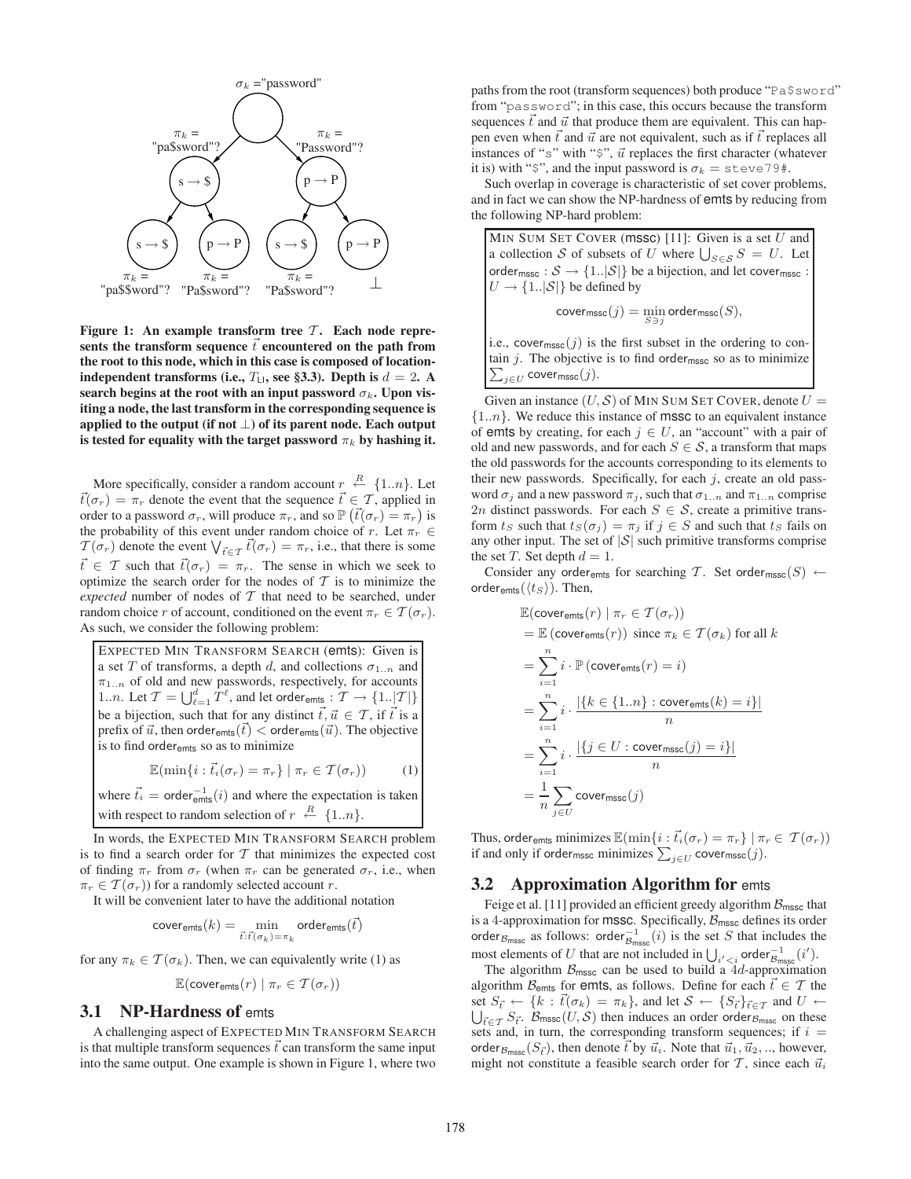Figure 1: An example transform tree $\mathcal{T}$. Each node represents the transform sequence $\vec{t}$ encountered on the path from the root to this node, which in this case is composed of location-independent transforms (i.e., $T_{\text{LI}}$, see §3.3). Depth is $d = 2$. A search begins at the root with an input password $\sigma_k$. Upon visiting a node, the last transform in the corresponding sequence is applied to the output (if not $\perp$) of its parent node. Each output is tested for equality with the target password $\pi_k$ by hashing it.

More specifically, consider a random account $r \stackrel{R}{\leftarrow} \{1..n\}$. Let $\vec{t}(\sigma_r) = \pi_r$ denote the event that the sequence $\vec{t} \in \mathcal{T}$, applied in order to a password $\sigma_r$, will produce $\pi_r$, and so $\mathbb{P}\left(\vec{t}(\sigma_r) = \pi_r\right)$ is the probability of this event under random choice of $r$. Let $\pi_r \in \mathcal{T}(\sigma_r)$ denote the event $\bigvee_{\vec{t} \in \mathcal{T}} \vec{t}(\sigma_r) = \pi_r$, i.e., that there is some $\vec{t} \in \mathcal{T}$ such that $\vec{t}(\sigma_r) = \pi_r$. The sense in which we seek to optimize the search order for the nodes of $\mathcal{T}$ is to minimize the *expected* number of nodes of $\mathcal{T}$ that need to be searched, under random choice $r$ of account, conditioned on the event $\pi_r \in \mathcal{T}(\sigma_r)$. As such, we consider the following problem:

> EXPECTED MIN TRANSFORM SEARCH (emts): Given is a set $T$ of transforms, a depth $d$, and collections $\sigma_{1..n}$ and $\pi_{1..n}$ of old and new passwords, respectively, for accounts $1..n$. Let $\mathcal{T} = \bigcup_{\ell=1}^{d} T^{\ell}$, and let $\mathsf{order}_{\mathsf{emts}} : \mathcal{T} \to \{1..|\mathcal{T}|\}$ be a bijection, such that for any distinct $\vec{t}, \vec{u} \in \mathcal{T}$, if $\vec{t}$ is a prefix of $\vec{u}$, then $\mathsf{order}_{\mathsf{emts}}(\vec{t}) < \mathsf{order}_{\mathsf{emts}}(\vec{u})$. The objective is to find $\mathsf{order}_{\mathsf{emts}}$ so as to minimize
>
> $$\mathbb{E}(\min\{i : \vec{t}_i(\sigma_r) = \pi_r\} \mid \pi_r \in \mathcal{T}(\sigma_r)) \quad (1)$$
>
> where $\vec{t}_i = \mathsf{order}_{\mathsf{emts}}^{-1}(i)$ and where the expectation is taken with respect to random selection of $r \stackrel{R}{\leftarrow} \{1..n\}$.

In words, the EXPECTED MIN TRANSFORM SEARCH problem is to find a search order for $\mathcal{T}$ that minimizes the expected cost of finding $\pi_r$ from $\sigma_r$ (when $\pi_r$ can be generated $\sigma_r$, i.e., when $\pi_r \in \mathcal{T}(\sigma_r)$) for a randomly selected account $r$.

It will be convenient later to have the additional notation

$$\mathsf{cover}_{\mathsf{emts}}(k) = \min_{\vec{t}:\vec{t}(\sigma_k)=\pi_k} \mathsf{order}_{\mathsf{emts}}(\vec{t})$$

for any $\pi_k \in \mathcal{T}(\sigma_k)$. Then, we can equivalently write (1) as

$$\mathbb{E}(\mathsf{cover}_{\mathsf{emts}}(r) \mid \pi_r \in \mathcal{T}(\sigma_r))$$

## 3.1 NP-Hardness of emts

A challenging aspect of EXPECTED MIN TRANSFORM SEARCH is that multiple transform sequences $\vec{t}$ can transform the same input into the same output. One example is shown in Figure 1, where two paths from the root (transform sequences) both produce "Pa$sword" from "password"; in this case, this occurs because the transform sequences $\vec{t}$ and $\vec{u}$ that produce them are equivalent. This can happen even when $\vec{t}$ and $\vec{u}$ are not equivalent, such as if $\vec{t}$ replaces all instances of "s" with "$", $\vec{u}$ replaces the first character (whatever it is) with "$", and the input password is $\sigma_k =$ steve79#.

Such overlap in coverage is characteristic of set cover problems, and in fact we can show the NP-hardness of emts by reducing from the following NP-hard problem:

> MIN SUM SET COVER (mssc) [11]: Given is a set $U$ and a collection $\mathcal{S}$ of subsets of $U$ where $\bigcup_{S \in \mathcal{S}} S = U$. Let $\mathsf{order}_{\mathsf{mssc}} : \mathcal{S} \to \{1..|\mathcal{S}|\}$ be a bijection, and let $\mathsf{cover}_{\mathsf{mssc}} : U \to \{1..|\mathcal{S}|\}$ be defined by
>
> $$\mathsf{cover}_{\mathsf{mssc}}(j) = \min_{S \ni j} \mathsf{order}_{\mathsf{mssc}}(S),$$
>
> i.e., $\mathsf{cover}_{\mathsf{mssc}}(j)$ is the first subset in the ordering to contain $j$. The objective is to find $\mathsf{order}_{\mathsf{mssc}}$ so as to minimize $\sum_{j \in U} \mathsf{cover}_{\mathsf{mssc}}(j)$.

Given an instance $(U, \mathcal{S})$ of MIN SUM SET COVER, denote $U = \{1..n\}$. We reduce this instance of mssc to an equivalent instance of emts by creating, for each $j \in U$, an "account" with a pair of old and new passwords, and for each $S \in \mathcal{S}$, a transform that maps the old passwords for the accounts corresponding to its elements to their new passwords. Specifically, for each $j$, create an old password $\sigma_j$ and a new password $\pi_j$, such that $\sigma_{1..n}$ and $\pi_{1..n}$ comprise $2n$ distinct passwords. For each $S \in \mathcal{S}$, create a primitive transform $t_S$ such that $t_S(\sigma_j) = \pi_j$ if $j \in S$ and such that $t_S$ fails on any other input. The set of $|\mathcal{S}|$ such primitive transforms comprise the set $T$. Set depth $d = 1$.

Consider any $\mathsf{order}_{\mathsf{emts}}$ for searching $\mathcal{T}$. Set $\mathsf{order}_{\mathsf{mssc}}(S) \leftarrow \mathsf{order}_{\mathsf{emts}}(\langle t_S \rangle)$. Then,

$$\begin{aligned}
&\mathbb{E}(\mathsf{cover}_{\mathsf{emts}}(r) \mid \pi_r \in \mathcal{T}(\sigma_r)) \\
&= \mathbb{E}\left(\mathsf{cover}_{\mathsf{emts}}(r)\right) \text{ since } \pi_k \in \mathcal{T}(\sigma_k) \text{ for all } k \\
&= \sum_{i=1}^{n} i \cdot \mathbb{P}\left(\mathsf{cover}_{\mathsf{emts}}(r) = i\right) \\
&= \sum_{i=1}^{n} i \cdot \frac{|\{k \in \{1..n\} : \mathsf{cover}_{\mathsf{emts}}(k) = i\}|}{n} \\
&= \sum_{i=1}^{n} i \cdot \frac{|\{j \in U : \mathsf{cover}_{\mathsf{mssc}}(j) = i\}|}{n} \\
&= \frac{1}{n} \sum_{j \in U} \mathsf{cover}_{\mathsf{mssc}}(j)
\end{aligned}$$

Thus, $\mathsf{order}_{\mathsf{emts}}$ minimizes $\mathbb{E}(\min\{i : \vec{t}_i(\sigma_r) = \pi_r\} \mid \pi_r \in \mathcal{T}(\sigma_r))$ if and only if $\mathsf{order}_{\mathsf{mssc}}$ minimizes $\sum_{j \in U} \mathsf{cover}_{\mathsf{mssc}}(j)$.

## 3.2 Approximation Algorithm for emts

Feige et al. [11] provided an efficient greedy algorithm $\mathcal{B}_{\mathsf{mssc}}$ that is a 4-approximation for mssc. Specifically, $\mathcal{B}_{\mathsf{mssc}}$ defines its order $\mathsf{order}_{\mathcal{B}_{\mathsf{mssc}}}$ as follows: $\mathsf{order}_{\mathcal{B}_{\mathsf{mssc}}}^{-1}(i)$ is the set $S$ that includes the most elements of $U$ that are not included in $\bigcup_{i' < i} \mathsf{order}_{\mathcal{B}_{\mathsf{mssc}}}^{-1}(i')$.

The algorithm $\mathcal{B}_{\mathsf{mssc}}$ can be used to build a $4d$-approximation algorithm $\mathcal{B}_{\mathsf{emts}}$ for emts, as follows. Define for each $\vec{t} \in \mathcal{T}$ the set $S_{\vec{t}} \leftarrow \{k : \vec{t}(\sigma_k) = \pi_k\}$, and let $\mathcal{S} \leftarrow \{S_{\vec{t}}\}_{\vec{t} \in \mathcal{T}}$ and $U \leftarrow \bigcup_{\vec{t} \in \mathcal{T}} S_{\vec{t}}$. $\mathcal{B}_{\mathsf{mssc}}(U, \mathcal{S})$ then induces an order $\mathsf{order}_{\mathcal{B}_{\mathsf{mssc}}}$ on these sets and, in turn, the corresponding transform sequences; if $i = \mathsf{order}_{\mathcal{B}_{\mathsf{mssc}}}(S_{\vec{t}})$, then denote $\vec{t}$ by $\vec{u}_i$. Note that $\vec{u}_1, \vec{u}_2, ..,$ however, might not constitute a feasible search order for $\mathcal{T}$, since each $\vec{u}_i$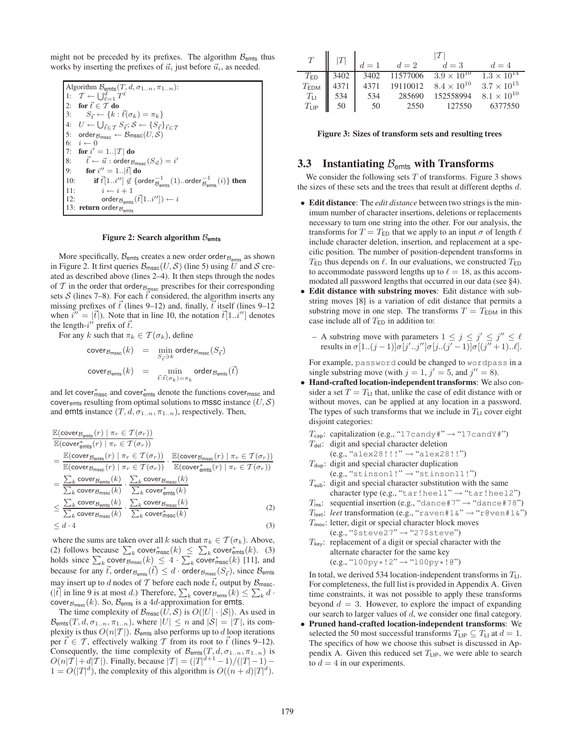might not be preceded by its prefixes. The algorithm $\mathcal{B}_{\mathsf{emts}}$ thus works by inserting the prefixes of $\vec{u}_i$ just before $\vec{u}_i$, as needed.

```
Algorithm B_emts(T, d, σ_{1..n}, π_{1..n}):
1:  𝒯 ← ⋃_{ℓ=1}^{d} T^ℓ
2:  for t⃗ ∈ 𝒯 do
3:      S_t⃗ ← {k : t⃗(σ_k) = π_k}
4:  U ← ⋃_{t⃗∈𝒯} S_t⃗; 𝒮 ← {S_t⃗}_{t⃗∈𝒯}
5:  order_{B_mssc} ← B_mssc(U, 𝒮)
6:  i ← 0
7:  for i' = 1..|𝒯| do
8:      t⃗ ← u⃗ : order_{B_mssc}(S_u⃗) = i'
9:      for i'' = 1..|t⃗| do
10:         if t⃗[1..i''] ∉ {order_{B_emts}^{-1}(1)..order_{B_emts}^{-1}(i)} then
11:             i ← i + 1
12:             order_{B_emts}(t⃗[1..i'']) ← i
13: return order_{B_emts}
```

**Figure 2: Search algorithm $\mathcal{B}_{\mathsf{emts}}$**

More specifically, $\mathcal{B}_{\mathsf{emts}}$ creates a new order $\mathsf{order}_{\mathcal{B}_{\mathsf{emts}}}$ as shown in Figure 2. It first queries $\mathcal{B}_{\mathsf{mssc}}(U, \mathcal{S})$ (line 5) using $U$ and $\mathcal{S}$ created as described above (lines 2–4). It then steps through the nodes of $\mathcal{T}$ in the order that $\mathsf{order}_{\mathcal{B}_{\mathsf{mssc}}}$ prescribes for their corresponding sets $\mathcal{S}$ (lines 7–8). For each $\vec{t}$ considered, the algorithm inserts any missing prefixes of $\vec{t}$ (lines 9–12) and, finally, $\vec{t}$ itself (lines 9–12 when $i'' = |\vec{t}|$). Note that in line 10, the notation $\vec{t}[1..i'']$ denotes the length-$i''$ prefix of $\vec{t}$.

For any $k$ such that $\pi_k \in \mathcal{T}(\sigma_k)$, define

$$\mathsf{cover}_{\mathcal{B}_{\mathsf{mssc}}}(k) = \min_{S_{\vec{t}} \ni k} \mathsf{order}_{\mathcal{B}_{\mathsf{mssc}}}(S_{\vec{t}})$$

$$\mathsf{cover}_{\mathcal{B}_{\mathsf{emts}}}(k) = \min_{\vec{t}:\vec{t}(\sigma_k)=\pi_k} \mathsf{order}_{\mathcal{B}_{\mathsf{emts}}}(\vec{t})$$

and let $\mathsf{cover}^*_{\mathsf{mssc}}$ and $\mathsf{cover}^*_{\mathsf{emts}}$ denote the functions $\mathsf{cover}_{\mathsf{mssc}}$ and $\mathsf{cover}_{\mathsf{emts}}$ resulting from optimal solutions to $\mathsf{mssc}$ instance $(U, \mathcal{S})$ and $\mathsf{emts}$ instance $(T, d, \sigma_{1..n}, \pi_{1..n})$, respectively. Then,

$$\begin{aligned}
&\frac{\mathbb{E}(\mathsf{cover}_{\mathcal{B}_{\mathsf{emts}}}(r) \mid \pi_r \in \mathcal{T}(\sigma_r))}{\mathbb{E}(\mathsf{cover}^*_{\mathsf{emts}}(r) \mid \pi_r \in \mathcal{T}(\sigma_r))} \\
&= \frac{\mathbb{E}(\mathsf{cover}_{\mathcal{B}_{\mathsf{emts}}}(r) \mid \pi_r \in \mathcal{T}(\sigma_r))}{\mathbb{E}(\mathsf{cover}_{\mathcal{B}_{\mathsf{mssc}}}(r) \mid \pi_r \in \mathcal{T}(\sigma_r))} \cdot \frac{\mathbb{E}(\mathsf{cover}_{\mathcal{B}_{\mathsf{mssc}}}(r) \mid \pi_r \in \mathcal{T}(\sigma_r))}{\mathbb{E}(\mathsf{cover}^*_{\mathsf{emts}}(r) \mid \pi_r \in \mathcal{T}(\sigma_r))} \\
&= \frac{\sum_k \mathsf{cover}_{\mathcal{B}_{\mathsf{emts}}}(k)}{\sum_k \mathsf{cover}_{\mathcal{B}_{\mathsf{mssc}}}(k)} \cdot \frac{\sum_k \mathsf{cover}_{\mathcal{B}_{\mathsf{mssc}}}(k)}{\sum_k \mathsf{cover}^*_{\mathsf{emts}}(k)} \\
&\leq \frac{\sum_k \mathsf{cover}_{\mathcal{B}_{\mathsf{emts}}}(k)}{\sum_k \mathsf{cover}_{\mathcal{B}_{\mathsf{mssc}}}(k)} \cdot \frac{\sum_k \mathsf{cover}_{\mathcal{B}_{\mathsf{mssc}}}(k)}{\sum_k \mathsf{cover}^*_{\mathsf{mssc}}(k)} \qquad (2) \\
&\leq d \cdot 4 \qquad (3)
\end{aligned}$$

where the sums are taken over all $k$ such that $\pi_k \in \mathcal{T}(\sigma_k)$. Above, (2) follows because $\sum_k \mathsf{cover}^*_{\mathsf{mssc}}(k) \leq \sum_k \mathsf{cover}^*_{\mathsf{emts}}(k)$. (3) holds since $\sum_k \mathsf{cover}_{\mathcal{B}_{\mathsf{mssc}}}(k) \leq 4 \cdot \sum_k \mathsf{cover}^*_{\mathsf{mssc}}(k)$ [11], and because for any $\vec{t}$, $\mathsf{order}_{\mathcal{B}_{\mathsf{emts}}}(\vec{t}) \leq d \cdot \mathsf{order}_{\mathcal{B}_{\mathsf{mssc}}}(S_{\vec{t}})$, since $\mathcal{B}_{\mathsf{emts}}$ may insert up to $d$ nodes of $\mathcal{T}$ before each node $\vec{t}_i$ output by $\mathcal{B}_{\mathsf{mssc}}$. ($|\vec{t}|$ in line 9 is at most $d$.) Therefore, $\sum_k \mathsf{cover}_{\mathcal{B}_{\mathsf{emts}}}(k) \leq \sum_k d \cdot \mathsf{cover}_{\mathcal{B}_{\mathsf{mssc}}}(k)$. So, $\mathcal{B}_{\mathsf{emts}}$ is a $4d$-approximation for $\mathsf{emts}$.

The time complexity of $\mathcal{B}_{\mathsf{mssc}}(U, \mathcal{S})$ is $O(|U| \cdot |\mathcal{S}|)$. As used in $\mathcal{B}_{\mathsf{emts}}(T, d, \sigma_{1..n}, \pi_{1..n})$, where $|U| \leq n$ and $|\mathcal{S}| = |\mathcal{T}|$, its complexity is thus $O(n|\mathcal{T}|)$. $\mathcal{B}_{\mathsf{emts}}$ also performs up to $d$ loop iterations per $\vec{t} \in \mathcal{T}$, effectively walking $\mathcal{T}$ from its root to $\vec{t}$ (lines 9–12). Consequently, the time complexity of $\mathcal{B}_{\mathsf{emts}}(T, d, \sigma_{1..n}, \pi_{1..n})$ is $O(n|\mathcal{T}| + d|\mathcal{T}|)$. Finally, because $|\mathcal{T}| = (|T|^{d+1} - 1)/(|T| - 1) - 1 = O(|T|^d)$, the complexity of this algorithm is $O((n + d)|T|^d)$.

| $T$ | $\lvert T\rvert$ | $\lvert\mathcal{T}\rvert$ | | | |
|---|---|---|---|---|---|
| | | $d = 1$ | $d = 2$ | $d = 3$ | $d = 4$ |
| $T_{\mathsf{ED}}$ | 3402 | 3402 | 11577006 | $3.9 \times 10^{10}$ | $1.3 \times 10^{14}$ |
| $T_{\mathsf{EDM}}$ | 4371 | 4371 | 19110012 | $8.4 \times 10^{10}$ | $3.7 \times 10^{15}$ |
| $T_{\mathsf{LI}}$ | 534 | 534 | 285690 | 152558994 | $8.1 \times 10^{10}$ |
| $T_{\mathsf{LIP}}$ | 50 | 50 | 2550 | 127550 | 6377550 |

**Figure 3: Sizes of transform sets and resulting trees**

## 3.3 Instantiating $\mathcal{B}_{\mathsf{emts}}$ with Transforms

We consider the following sets $T$ of transforms. Figure 3 shows the sizes of these sets and the trees that result at different depths $d$.

- **Edit distance**: The *edit distance* between two strings is the minimum number of character insertions, deletions or replacements necessary to turn one string into the other. For our analysis, the transforms for $T = T_{\mathsf{ED}}$ that we apply to an input $\sigma$ of length $\ell$ include character deletion, insertion, and replacement at a specific position. The number of position-dependent transforms in $T_{\mathsf{ED}}$ thus depends on $\ell$. In our evaluations, we constructed $T_{\mathsf{ED}}$ to accommodate password lengths up to $\ell = 18$, as this accommodated all password lengths that occurred in our data (see §4).
- **Edit distance with substring moves**: Edit distance with substring moves [8] is a variation of edit distance that permits a substring move in one step. The transforms $T = T_{\mathsf{EDM}}$ in this case include all of $T_{\mathsf{ED}}$ in addition to:
  - A substring move with parameters $1 \leq j \leq j' \leq j'' \leq \ell$ results in $\sigma[1..(j-1)]\sigma[j'..j'']\sigma[j..(j'-1)]\sigma[(j''+1)..\ell]$.

  For example, `password` could be changed to `wordpass` in a single substring move (with $j = 1$, $j' = 5$, and $j'' = 8$).
- **Hand-crafted location-independent transforms**: We also consider a set $T = T_{\mathsf{LI}}$ that, unlike the case of edit distance with or without moves, can be applied at any location in a password. The types of such transforms that we include in $T_{\mathsf{LI}}$ cover eight disjoint categories:

  $T_{\mathsf{cap}}$: capitalization (e.g., "`17candy#`" → "`17candY#`")
  $T_{\mathsf{del}}$: digit and special character deletion (e.g., "`alex28!!!`" → "`alex28!!`")
  $T_{\mathsf{dup}}$: digit and special character duplication (e.g., "`stinson1!`" → "`stinson11!`")
  $T_{\mathsf{sub}}$: digit and special character substitution with the same character type (e.g., "`tar!heel1`" → "`tar!heel2`")
  $T_{\mathsf{ins}}$: sequential insertion (e.g., "`dance#7`" → "`dance#78`")
  $T_{\mathsf{leet}}$: *leet* transformation (e.g., "`raven#1&`" → "`r@ven#1&`")
  $T_{\mathsf{mov}}$: letter, digit or special character block moves (e.g., "`$steve27`" → "`27$steve`")
  $T_{\mathsf{key}}$: replacement of a digit or special character with the alternate character for the same key (e.g., "`100py*!2`" → "`100py*!@`")

  In total, we derived 534 location-independent transforms in $T_{\mathsf{LI}}$. For completeness, the full list is provided in Appendix A. Given time constraints, it was not possible to apply these transforms beyond $d = 3$. However, to explore the impact of expanding our search to larger values of $d$, we consider one final category.
- **Pruned hand-crafted location-independent transforms**: We selected the 50 most successful transforms $T_{\mathsf{LIP}} \subseteq T_{\mathsf{LI}}$ at $d = 1$. The specifics of how we choose this subset is discussed in Appendix A. Given this reduced set $T_{\mathsf{LIP}}$, we were able to search to $d = 4$ in our experiments.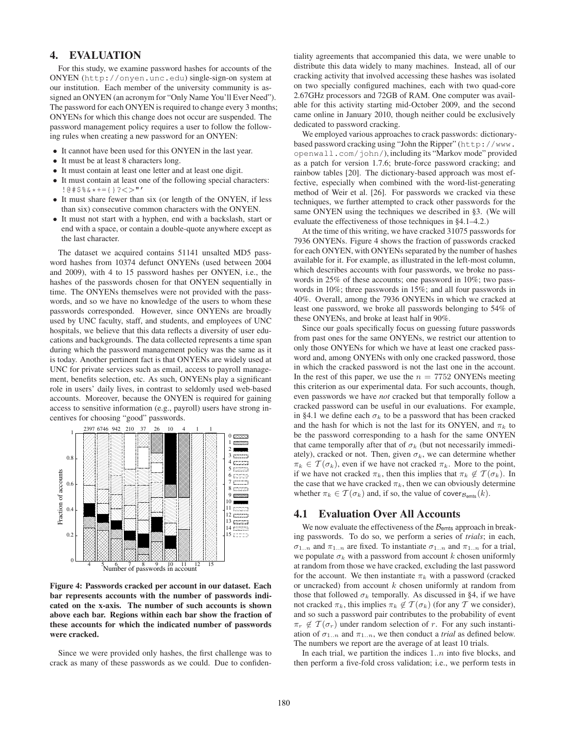# 4. EVALUATION

For this study, we examine password hashes for accounts of the ONYEN (http://onyen.unc.edu) single-sign-on system at our institution. Each member of the university community is assigned an ONYEN (an acronym for "Only Name You'll Ever Need"). The password for each ONYEN is required to change every 3 months; ONYENs for which this change does not occur are suspended. The password management policy requires a user to follow the following rules when creating a new password for an ONYEN:

- It cannot have been used for this ONYEN in the last year.
- It must be at least 8 characters long.
- It must contain at least one letter and at least one digit.
- It must contain at least one of the following special characters: !@#$%&*+={}?<>"'
- It must share fewer than six (or length of the ONYEN, if less than six) consecutive common characters with the ONYEN.
- It must not start with a hyphen, end with a backslash, start or end with a space, or contain a double-quote anywhere except as the last character.

The dataset we acquired contains 51141 unsalted MD5 password hashes from 10374 defunct ONYENs (used between 2004 and 2009), with 4 to 15 password hashes per ONYEN, i.e., the hashes of the passwords chosen for that ONYEN sequentially in time. The ONYENs themselves were not provided with the passwords, and so we have no knowledge of the users to whom these passwords corresponded. However, since ONYENs are broadly used by UNC faculty, staff, and students, and employees of UNC hospitals, we believe that this data reflects a diversity of user educations and backgrounds. The data collected represents a time span during which the password management policy was the same as it is today. Another pertinent fact is that ONYENs are widely used at UNC for private services such as email, access to payroll management, benefits selection, etc. As such, ONYENs play a significant role in users' daily lives, in contrast to seldomly used web-based accounts. Moreover, because the ONYEN is required for gaining access to sensitive information (e.g., payroll) users have strong incentives for choosing "good" passwords.

**Figure 4: Passwords cracked per account in our dataset. Each bar represents accounts with the number of passwords indicated on the x-axis. The number of such accounts is shown above each bar. Regions within each bar show the fraction of these accounts for which the indicated number of passwords were cracked.**

Since we were provided only hashes, the first challenge was to crack as many of these passwords as we could. Due to confidentiality agreements that accompanied this data, we were unable to distribute this data widely to many machines. Instead, all of our cracking activity that involved accessing these hashes was isolated on two specially configured machines, each with two quad-core 2.67GHz processors and 72GB of RAM. One computer was available for this activity starting mid-October 2009, and the second came online in January 2010, though neither could be exclusively dedicated to password cracking.

We employed various approaches to crack passwords: dictionary-based password cracking using "John the Ripper" (http://www.openwall.com/john/), including its "Markov mode" provided as a patch for version 1.7.6; brute-force password cracking; and rainbow tables [20]. The dictionary-based approach was most effective, especially when combined with the word-list-generating method of Weir et al. [26]. For passwords we cracked via these techniques, we further attempted to crack other passwords for the same ONYEN using the techniques we described in §3. (We will evaluate the effectiveness of those techniques in §4.1–4.2.)

At the time of this writing, we have cracked 31075 passwords for 7936 ONYENs. Figure 4 shows the fraction of passwords cracked for each ONYEN, with ONYENs separated by the number of hashes available for it. For example, as illustrated in the left-most column, which describes accounts with four passwords, we broke no passwords in 25% of these accounts; one password in 10%; two passwords in 10%; three passwords in 15%; and all four passwords in 40%. Overall, among the 7936 ONYENs in which we cracked at least one password, we broke all passwords belonging to 54% of these ONYENs, and broke at least half in 90%.

Since our goals specifically focus on guessing future passwords from past ones for the same ONYENs, we restrict our attention to only those ONYENs for which we have at least one cracked password and, among ONYENs with only one cracked password, those in which the cracked password is not the last one in the account. In the rest of this paper, we use the $n = 7752$ ONYENs meeting this criterion as our experimental data. For such accounts, though, even passwords we have *not* cracked but that temporally follow a cracked password can be useful in our evaluations. For example, in §4.1 we define each $\sigma_k$ to be a password that has been cracked and the hash for which is not the last for its ONYEN, and $\pi_k$ to be the password corresponding to a hash for the same ONYEN that came temporally after that of $\sigma_k$ (but not necessarily immediately), cracked or not. Then, given $\sigma_k$, we can determine whether $\pi_k \in \mathcal{T}(\sigma_k)$, even if we have not cracked $\pi_k$. More to the point, if we have not cracked $\pi_k$, then this implies that $\pi_k \notin \mathcal{T}(\sigma_k)$. In the case that we have cracked $\pi_k$, then we can obviously determine whether $\pi_k \in \mathcal{T}(\sigma_k)$ and, if so, the value of $\mathsf{cover}_{\mathcal{B}_{\mathsf{emts}}}(k)$.

## 4.1 Evaluation Over All Accounts

We now evaluate the effectiveness of the $\mathcal{B}_{\mathsf{emts}}$ approach in breaking passwords. To do so, we perform a series of *trials*; in each, $\sigma_{1..n}$ and $\pi_{1..n}$ are fixed. To instantiate $\sigma_{1..n}$ and $\pi_{1..n}$ for a trial, we populate $\sigma_k$ with a password from account $k$ chosen uniformly at random from those we have cracked, excluding the last password for the account. We then instantiate $\pi_k$ with a password (cracked or uncracked) from account $k$ chosen uniformly at random from those that followed $\sigma_k$ temporally. As discussed in §4, if we have not cracked $\pi_k$, this implies $\pi_k \notin \mathcal{T}(\sigma_k)$ (for any $\mathcal{T}$ we consider), and so such a password pair contributes to the probability of event $\pi_r \notin \mathcal{T}(\sigma_r)$ under random selection of $r$. For any such instantiation of $\sigma_{1..n}$ and $\pi_{1..n}$, we then conduct a *trial* as defined below. The numbers we report are the average of at least 10 trials.

In each trial, we partition the indices $1..n$ into five blocks, and then perform a five-fold cross validation; i.e., we perform tests in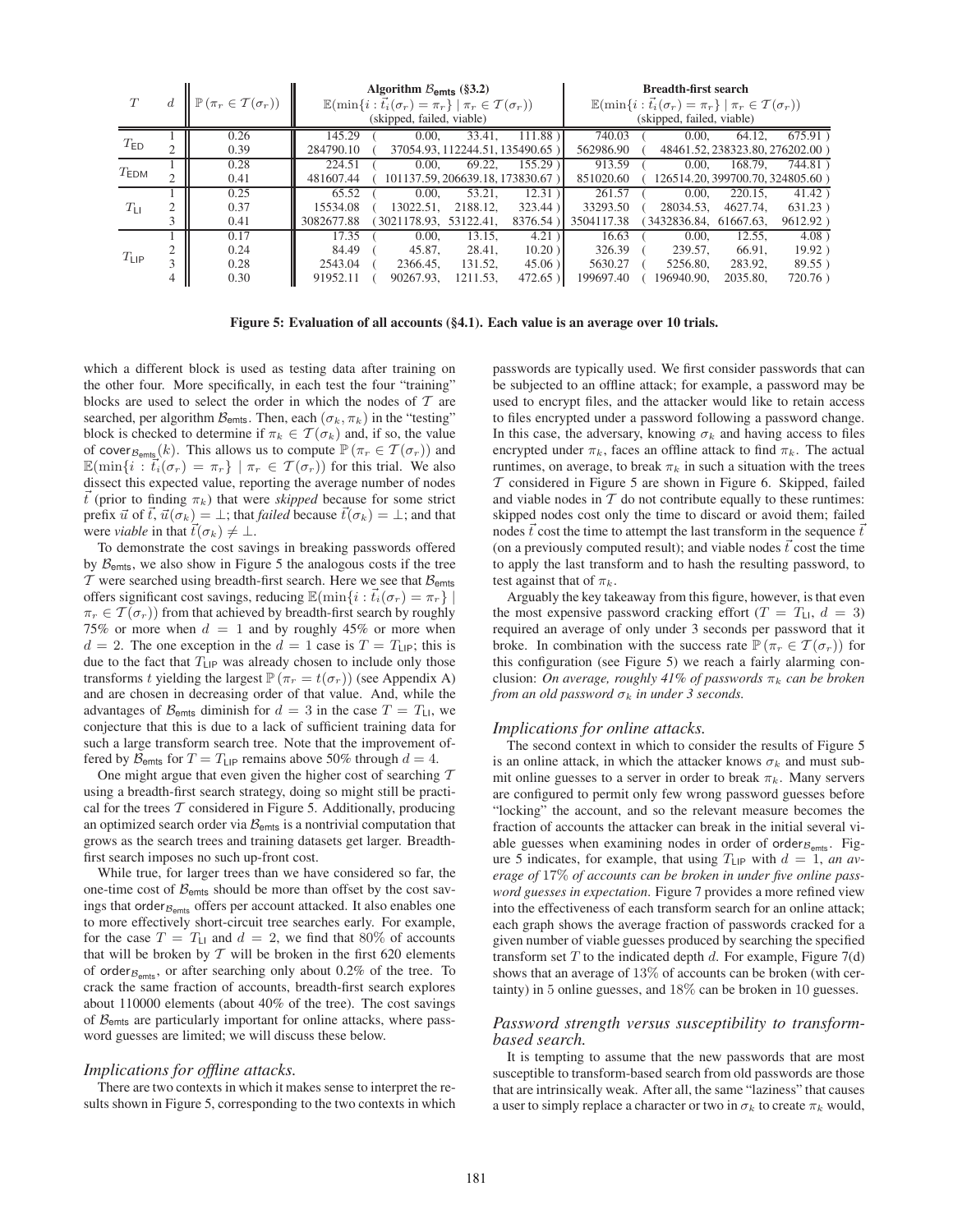| $T$ | $d$ | $\mathbb{P}(\pi_r \in \mathcal{T}(\sigma_r))$ | Algorithm $\mathcal{B}_{\text{emts}}$ (§3.2) $\mathbb{E}(\min\{i : \vec{t}_i(\sigma_r) = \pi_r\} \mid \pi_r \in \mathcal{T}(\sigma_r))$ | (skipped, failed, viable) | Breadth-first search $\mathbb{E}(\min\{i : \vec{t}_i(\sigma_r) = \pi_r\} \mid \pi_r \in \mathcal{T}(\sigma_r))$ | (skipped, failed, viable) |
|---|---|---|---|---|---|---|
| $T_{\text{ED}}$ | 1 | 0.26 | 145.29 | ( 0.00, 33.41, 111.88 ) | 740.03 | ( 0.00, 64.12, 675.91 ) |
| | 2 | 0.39 | 284790.10 | ( 37054.93, 112244.51, 135490.65 ) | 562986.90 | ( 48461.52, 238323.80, 276202.00 ) |
| $T_{\text{EDM}}$ | 1 | 0.28 | 224.51 | ( 0.00, 69.22, 155.29 ) | 913.59 | ( 0.00, 168.79, 744.81 ) |
| | 2 | 0.41 | 481607.44 | ( 101137.59, 206639.18, 173830.67 ) | 851020.60 | ( 126514.20, 399700.70, 324805.60 ) |
| $T_{\text{LI}}$ | 1 | 0.25 | 65.52 | ( 0.00, 13.15, 53.21, 12.31 ) | 261.57 | ( 0.00, 220.15, 41.42 ) |
| | 2 | 0.37 | 15534.08 | ( 13022.51, 2188.12, 323.44 ) | 33293.50 | ( 28034.53, 4627.74, 631.23 ) |
| | 3 | 0.41 | 3082677.88 | ( 3021178.93, 53122.41, 8376.54 ) | 3504117.38 | ( 3432836.84, 61667.63, 9612.92 ) |
| $T_{\text{LIP}}$ | 1 | 0.17 | 17.35 | ( 0.00, 13.15, 4.21 ) | 16.63 | ( 0.00, 12.55, 4.08 ) |
| | 2 | 0.24 | 84.49 | ( 45.87, 28.41, 10.20 ) | 326.39 | ( 239.57, 66.91, 19.92 ) |
| | 3 | 0.28 | 2543.04 | ( 2366.45, 131.52, 45.06 ) | 5630.27 | ( 5256.80, 283.92, 89.55 ) |
| | 4 | 0.30 | 91952.11 | ( 90267.93, 1211.53, 472.65 ) | 199697.40 | ( 196940.90, 2035.80, 720.76 ) |

**Figure 5: Evaluation of all accounts (§4.1). Each value is an average over 10 trials.**

which a different block is used as testing data after training on the other four. More specifically, in each test the four "training" blocks are used to select the order in which the nodes of $\mathcal{T}$ are searched, per algorithm $\mathcal{B}_{\text{emts}}$. Then, each $(\sigma_k, \pi_k)$ in the "testing" block is checked to determine if $\pi_k \in \mathcal{T}(\sigma_k)$ and, if so, the value of $\text{cover}_{\mathcal{B}_{\text{emts}}}(k)$. This allows us to compute $\mathbb{P}(\pi_r \in \mathcal{T}(\sigma_r))$ and $\mathbb{E}(\min\{i : \vec{t}_i(\sigma_r) = \pi_r\} \mid \pi_r \in \mathcal{T}(\sigma_r))$ for this trial. We also dissect this expected value, reporting the average number of nodes $\vec{t}$ (prior to finding $\pi_k$) that were *skipped* because for some strict prefix $\vec{u}$ of $\vec{t}$, $\vec{u}(\sigma_k) = \perp$; that *failed* because $\vec{t}(\sigma_k) = \perp$; and that were *viable* in that $\vec{t}(\sigma_k) \neq \perp$.

To demonstrate the cost savings in breaking passwords offered by $\mathcal{B}_{\text{emts}}$, we also show in Figure 5 the analogous costs if the tree $\mathcal{T}$ were searched using breadth-first search. Here we see that $\mathcal{B}_{\text{emts}}$ offers significant cost savings, reducing $\mathbb{E}(\min\{i : \vec{t}_i(\sigma_r) = \pi_r\} \mid \pi_r \in \mathcal{T}(\sigma_r))$ from that achieved by breadth-first search by roughly 75% or more when $d = 1$ and by roughly 45% or more when $d = 2$. The one exception in the $d = 1$ case is $T = T_{\text{LIP}}$; this is due to the fact that $T_{\text{LIP}}$ was already chosen to include only those transforms $t$ yielding the largest $\mathbb{P}(\pi_r = t(\sigma_r))$ (see Appendix A) and are chosen in decreasing order of that value. And, while the advantages of $\mathcal{B}_{\text{emts}}$ diminish for $d = 3$ in the case $T = T_{\text{LI}}$, we conjecture that this is due to a lack of sufficient training data for such a large transform search tree. Note that the improvement offered by $\mathcal{B}_{\text{emts}}$ for $T = T_{\text{LIP}}$ remains above 50% through $d = 4$.

One might argue that even given the higher cost of searching $\mathcal{T}$ using a breadth-first search strategy, doing so might still be practical for the trees $\mathcal{T}$ considered in Figure 5. Additionally, producing an optimized search order via $\mathcal{B}_{\text{emts}}$ is a nontrivial computation that grows as the search trees and training datasets get larger. Breadth-first search imposes no such up-front cost.

While true, for larger trees than we have considered so far, the one-time cost of $\mathcal{B}_{\text{emts}}$ should be more than offset by the cost savings that $\text{order}_{\mathcal{B}_{\text{emts}}}$ offers per account attacked. It also enables one to more effectively short-circuit tree searches early. For example, for the case $T = T_{\text{LI}}$ and $d = 2$, we find that 80% of accounts that will be broken by $\mathcal{T}$ will be broken in the first 620 elements of $\text{order}_{\mathcal{B}_{\text{emts}}}$, or after searching only about 0.2% of the tree. To crack the same fraction of accounts, breadth-first search explores about 110000 elements (about 40% of the tree). The cost savings of $\mathcal{B}_{\text{emts}}$ are particularly important for online attacks, where password guesses are limited; we will discuss these below.

### *Implications for offline attacks.*

There are two contexts in which it makes sense to interpret the results shown in Figure 5, corresponding to the two contexts in which passwords are typically used. We first consider passwords that can be subjected to an offline attack; for example, a password may be used to encrypt files, and the attacker would like to retain access to files encrypted under a password following a password change. In this case, the adversary, knowing $\sigma_k$ and having access to files encrypted under $\pi_k$, faces an offline attack to find $\pi_k$. The actual runtimes, on average, to break $\pi_k$ in such a situation with the trees $\mathcal{T}$ considered in Figure 5 are shown in Figure 6. Skipped, failed and viable nodes in $\mathcal{T}$ do not contribute equally to these runtimes: skipped nodes cost only the time to discard or avoid them; failed nodes $\vec{t}$ cost the time to attempt the last transform in the sequence $\vec{t}$ (on a previously computed result); and viable nodes $\vec{t}$ cost the time to apply the last transform and to hash the resulting password, to test against that of $\pi_k$.

Arguably the key takeaway from this figure, however, is that even the most expensive password cracking effort ($T = T_{\text{LI}}$, $d = 3$) required an average of only under 3 seconds per password that it broke. In combination with the success rate $\mathbb{P}(\pi_r \in \mathcal{T}(\sigma_r))$ for this configuration (see Figure 5) we reach a fairly alarming conclusion: *On average, roughly 41% of passwords $\pi_k$ can be broken from an old password $\sigma_k$ in under 3 seconds.*

### *Implications for online attacks.*

The second context in which to consider the results of Figure 5 is an online attack, in which the attacker knows $\sigma_k$ and must submit online guesses to a server in order to break $\pi_k$. Many servers are configured to permit only few wrong password guesses before "locking" the account, and so the relevant measure becomes the fraction of accounts the attacker can break in the initial several viable guesses when examining nodes in order of $\text{order}_{\mathcal{B}_{\text{emts}}}$. Figure 5 indicates, for example, that using $T_{\text{LIP}}$ with $d = 1$, *an average of* 17% *of accounts can be broken in under five online password guesses in expectation.* Figure 7 provides a more refined view into the effectiveness of each transform search for an online attack; each graph shows the average fraction of passwords cracked for a given number of viable guesses produced by searching the specified transform set $T$ to the indicated depth $d$. For example, Figure 7(d) shows that an average of 13% of accounts can be broken (with certainty) in 5 online guesses, and 18% can be broken in 10 guesses.

### *Password strength versus susceptibility to transform-based search.*

It is tempting to assume that the new passwords that are most susceptible to transform-based search from old passwords are those that are intrinsically weak. After all, the same "laziness" that causes a user to simply replace a character or two in $\sigma_k$ to create $\pi_k$ would,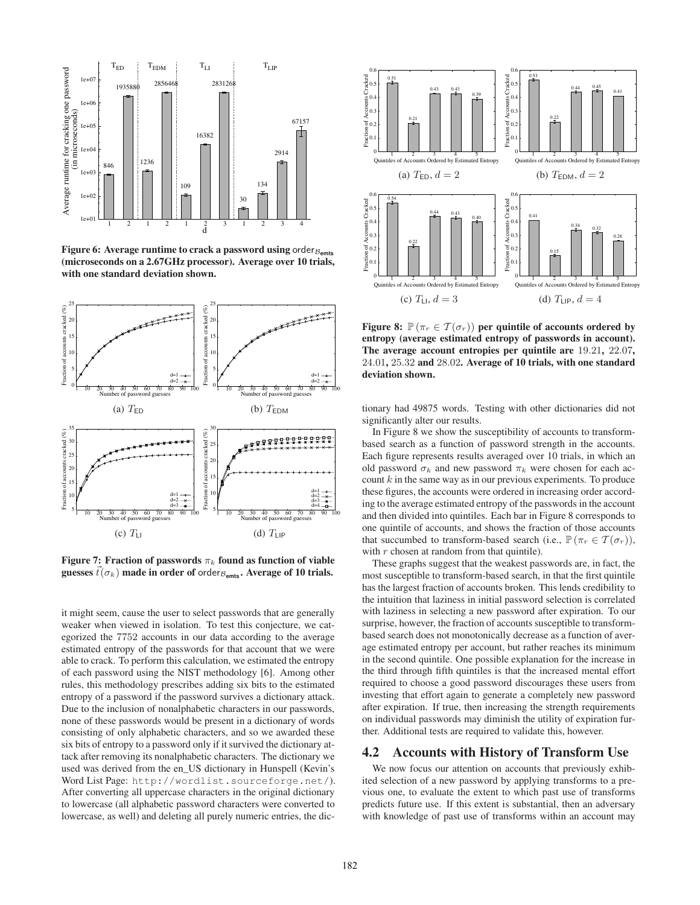**Figure 6: Average runtime to crack a password using $\text{order}_{\mathcal{B}_{\text{emts}}}$ (microseconds on a 2.67GHz processor). Average over 10 trials, with one standard deviation shown.**

**Figure 7: Fraction of passwords $\pi_k$ found as function of viable guesses $\vec{t}(\sigma_k)$ made in order of $\text{order}_{\mathcal{B}_{\text{emts}}}$. Average of 10 trials.**

(a) $T_{\text{ED}}$ (b) $T_{\text{EDM}}$ (c) $T_{\text{LI}}$ (d) $T_{\text{LIP}}$

**Figure 8: $\mathbb{P}(\pi_r \in \mathcal{T}(\sigma_r))$ per quintile of accounts ordered by entropy (average estimated entropy of passwords in account). The average account entropies per quintile are 19.21, 22.07, 24.01, 25.32 and 28.02. Average of 10 trials, with one standard deviation shown.**

(a) $T_{\text{ED}}, d = 2$ (b) $T_{\text{EDM}}, d = 2$ (c) $T_{\text{LI}}, d = 3$ (d) $T_{\text{LIP}}, d = 4$

it might seem, cause the user to select passwords that are generally weaker when viewed in isolation. To test this conjecture, we categorized the 7752 accounts in our data according to the average estimated entropy of the passwords for that account that we were able to crack. To perform this calculation, we estimated the entropy of each password using the NIST methodology [6]. Among other rules, this methodology prescribes adding six bits to the estimated entropy of a password if the password survives a dictionary attack. Due to the inclusion of nonalphabetic characters in our passwords, none of these passwords would be present in a dictionary of words consisting of only alphabetic characters, and so we awarded these six bits of entropy to a password only if it survived the dictionary attack after removing its nonalphabetic characters. The dictionary we used was derived from the en_US dictionary in Hunspell (Kevin's Word List Page: http://wordlist.sourceforge.net/). After converting all uppercase characters in the original dictionary to lowercase (all alphabetic password characters were converted to lowercase, as well) and deleting all purely numeric entries, the dictionary had 49875 words. Testing with other dictionaries did not significantly alter our results.

In Figure 8 we show the susceptibility of accounts to transform-based search as a function of password strength in the accounts. Each figure represents results averaged over 10 trials, in which an old password $\sigma_k$ and new password $\pi_k$ were chosen for each account $k$ in the same way as in our previous experiments. To produce these figures, the accounts were ordered in increasing order according to the average estimated entropy of the passwords in the account and then divided into quintiles. Each bar in Figure 8 corresponds to one quintile of accounts, and shows the fraction of those accounts that succumbed to transform-based search (i.e., $\mathbb{P}(\pi_r \in \mathcal{T}(\sigma_r))$, with $r$ chosen at random from that quintile).

These graphs suggest that the weakest passwords are, in fact, the most susceptible to transform-based search, in that the first quintile has the largest fraction of accounts broken. This lends credibility to the intuition that laziness in initial password selection is correlated with laziness in selecting a new password after expiration. To our surprise, however, the fraction of accounts susceptible to transform-based search does not monotonically decrease as a function of average estimated entropy per account, but rather reaches its minimum in the second quintile. One possible explanation for the increase in the third through fifth quintiles is that the increased mental effort required to choose a good password discourages these users from investing that effort again to generate a completely new password after expiration. If true, then increasing the strength requirements on individual passwords may diminish the utility of expiration further. Additional tests are required to validate this, however.

## 4.2 Accounts with History of Transform Use

We now focus our attention on accounts that previously exhibited selection of a new password by applying transforms to a previous one, to evaluate the extent to which past use of transforms predicts future use. If this extent is substantial, then an adversary with knowledge of past use of transforms within an account may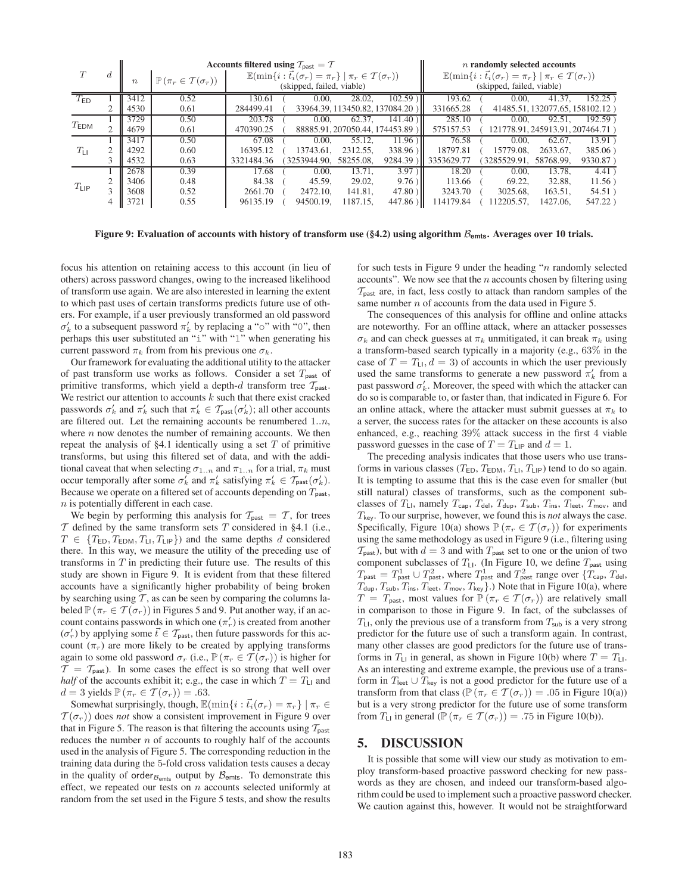| $T$ | $d$ | Accounts filtered using $\mathcal{T}_{\mathsf{past}} = \mathcal{T}$ | | | | | | $n$ randomly selected accounts | | | |
|---|---|---|---|---|---|---|---|---|---|---|---|
| | | $n$ | $\mathbb{P}(\pi_r \in \mathcal{T}(\sigma_r))$ | $\mathbb{E}(\min\{i : \vec{t}_i(\sigma_r) = \pi_r\} \mid \pi_r \in \mathcal{T}(\sigma_r))$ (skipped, failed, viable) | | | | $\mathbb{E}(\min\{i : \vec{t}_i(\sigma_r) = \pi_r\} \mid \pi_r \in \mathcal{T}(\sigma_r))$ (skipped, failed, viable) | | | |
| $T_{\mathsf{ED}}$ | 1 | 3412 | 0.52 | 130.61 | ( 0.00, | 28.02, | 102.59 ) | 193.62 | ( 0.00, | 41.37, | 152.25 ) |
| | 2 | 4530 | 0.61 | 284499.41 | ( 33964.39, | 113450.82, | 137084.20 ) | 331665.28 | ( 41485.51, | 132077.65, | 158102.12 ) |
| $T_{\mathsf{EDM}}$ | 1 | 3729 | 0.50 | 203.78 | ( 0.00, | 62.37, | 141.40 ) | 285.10 | ( 0.00, | 92.51, | 192.59 ) |
| | 2 | 4679 | 0.61 | 470390.25 | ( 88885.91, | 207050.44, | 174453.89 ) | 575157.53 | ( 121778.91, | 245913.91, | 207464.71 ) |
| $T_{\mathsf{LI}}$ | 1 | 3417 | 0.50 | 67.08 | ( 0.00, | 55.12, | 11.96 ) | 76.58 | ( 0.00, | 62.67, | 13.91 ) |
| | 2 | 4292 | 0.60 | 16395.12 | ( 13743.61, | 2312.55, | 338.96 ) | 18797.81 | ( 15779.08, | 2633.67, | 385.06 ) |
| | 3 | 4532 | 0.63 | 3321484.36 | ( 3253944.90, | 58255.08, | 9284.39 ) | 3353629.77 | ( 3285529.91, | 58768.99, | 9330.87 ) |
| $T_{\mathsf{LIP}}$ | 1 | 2678 | 0.39 | 17.68 | ( 0.00, | 13.71, | 3.97 ) | 18.20 | ( 0.00, | 13.78, | 4.41 ) |
| | 2 | 3406 | 0.48 | 84.38 | ( 45.59, | 29.02, | 9.76 ) | 113.66 | ( 69.22, | 32.88, | 11.56 ) |
| | 3 | 3608 | 0.52 | 2661.70 | ( 2472.10, | 141.81, | 47.80 ) | 3243.70 | ( 3025.68, | 163.51, | 54.51 ) |
| | 4 | 3721 | 0.55 | 96135.19 | ( 94500.19, | 1187.15, | 447.86 ) | 114179.84 | ( 112205.57, | 1427.06, | 547.22 ) |

**Figure 9: Evaluation of accounts with history of transform use (§4.2) using algorithm $\mathcal{B}_{\mathsf{emts}}$. Averages over 10 trials.**

focus his attention on retaining access to this account (in lieu of others) across password changes, owing to the increased likelihood of transform use again. We are also interested in learning the extent to which past uses of certain transforms predicts future use of others. For example, if a user previously transformed an old password $\sigma'_k$ to a subsequent password $\pi'_k$ by replacing a "o" with "0", then perhaps this user substituted an "i" with "1" when generating his current password $\pi_k$ from from his previous one $\sigma_k$.

Our framework for evaluating the additional utility to the attacker of past transform use works as follows. Consider a set $T_{\mathsf{past}}$ of primitive transforms, which yield a depth-$d$ transform tree $\mathcal{T}_{\mathsf{past}}$. We restrict our attention to accounts $k$ such that there exist cracked passwords $\sigma'_k$ and $\pi'_k$ such that $\pi'_k \in \mathcal{T}_{\mathsf{past}}(\sigma'_k)$; all other accounts are filtered out. Let the remaining accounts be renumbered $1..n$, where $n$ now denotes the number of remaining accounts. We then repeat the analysis of §4.1 identically using a set $T$ of primitive transforms, but using this filtered set of data, and with the additional caveat that when selecting $\sigma_{1..n}$ and $\pi_{1..n}$ for a trial, $\pi_k$ must occur temporally after some $\sigma'_k$ and $\pi'_k$ satisfying $\pi'_k \in \mathcal{T}_{\mathsf{past}}(\sigma'_k)$. Because we operate on a filtered set of accounts depending on $T_{\mathsf{past}}$, $n$ is potentially different in each case.

We begin by performing this analysis for $\mathcal{T}_{\mathsf{past}} = \mathcal{T}$, for trees $\mathcal{T}$ defined by the same transform sets $T$ considered in §4.1 (i.e., $T \in \{T_{\mathsf{ED}}, T_{\mathsf{EDM}}, T_{\mathsf{LI}}, T_{\mathsf{LIP}}\}$) and the same depths $d$ considered there. In this way, we measure the utility of the preceding use of transforms in $T$ in predicting their future use. The results of this study are shown in Figure 9. It is evident from that these filtered accounts have a significantly higher probability of being broken by searching using $\mathcal{T}$, as can be seen by comparing the columns labeled $\mathbb{P}(\pi_r \in \mathcal{T}(\sigma_r))$ in Figures 5 and 9. Put another way, if an account contains passwords in which one ($\pi'_r$) is created from another ($\sigma'_r$) by applying some $\vec{t} \in \mathcal{T}_{\mathsf{past}}$, then future passwords for this account ($\pi_r$) are more likely to be created by applying transforms again to some old password $\sigma_r$ (i.e., $\mathbb{P}(\pi_r \in \mathcal{T}(\sigma_r))$ is higher for $\mathcal{T} = \mathcal{T}_{\mathsf{past}}$). In some cases the effect is so strong that well over *half* of the accounts exhibit it; e.g., the case in which $T = T_{\mathsf{LI}}$ and $d = 3$ yields $\mathbb{P}(\pi_r \in \mathcal{T}(\sigma_r)) = .63$.

Somewhat surprisingly, though, $\mathbb{E}(\min\{i : \vec{t}_i(\sigma_r) = \pi_r\} \mid \pi_r \in \mathcal{T}(\sigma_r))$ does *not* show a consistent improvement in Figure 9 over that in Figure 5. The reason is that filtering the accounts using $\mathcal{T}_{\mathsf{past}}$ reduces the number $n$ of accounts to roughly half of the accounts used in the analysis of Figure 5. The corresponding reduction in the training data during the 5-fold cross validation tests causes a decay in the quality of $\mathsf{order}_{\mathcal{B}_{\mathsf{emts}}}$ output by $\mathcal{B}_{\mathsf{emts}}$. To demonstrate this effect, we repeated our tests on $n$ accounts selected uniformly at random from the set used in the Figure 5 tests, and show the results for such tests in Figure 9 under the heading "$n$ randomly selected accounts". We now see that the $n$ accounts chosen by filtering using $\mathcal{T}_{\mathsf{past}}$ are, in fact, less costly to attack than random samples of the same number $n$ of accounts from the data used in Figure 5.

The consequences of this analysis for offline and online attacks are noteworthy. For an offline attack, where an attacker possesses $\sigma_k$ and can check guesses at $\pi_k$ unmitigated, it can break $\pi_k$ using a transform-based search typically in a majority (e.g., 63% in the case of $T = T_{\mathsf{LI}}, d = 3$) of accounts in which the user previously used the same transforms to generate a new password $\pi'_k$ from a past password $\sigma'_k$. Moreover, the speed with which the attacker can do so is comparable to, or faster than, that indicated in Figure 6. For an online attack, where the attacker must submit guesses at $\pi_k$ to a server, the success rates for the attacker on these accounts is also enhanced, e.g., reaching 39% attack success in the first 4 viable password guesses in the case of $T = T_{\mathsf{LIP}}$ and $d = 1$.

The preceding analysis indicates that those users who use transforms in various classes ($T_{\mathsf{ED}}$, $T_{\mathsf{EDM}}$, $T_{\mathsf{LI}}$, $T_{\mathsf{LIP}}$) tend to do so again. It is tempting to assume that this is the case even for smaller (but still natural) classes of transforms, such as the component subclasses of $T_{\mathsf{LI}}$, namely $T_{\mathsf{cap}}$, $T_{\mathsf{del}}$, $T_{\mathsf{dup}}$, $T_{\mathsf{sub}}$, $T_{\mathsf{ins}}$, $T_{\mathsf{leet}}$, $T_{\mathsf{mov}}$, and $T_{\mathsf{key}}$. To our surprise, however, we found this is *not* always the case. Specifically, Figure 10(a) shows $\mathbb{P}(\pi_r \in \mathcal{T}(\sigma_r))$ for experiments using the same methodology as used in Figure 9 (i.e., filtering using $\mathcal{T}_{\mathsf{past}}$), but with $d = 3$ and with $T_{\mathsf{past}}$ set to one or the union of two component subclasses of $T_{\mathsf{LI}}$. (In Figure 10, we define $T_{\mathsf{past}}$ using $T_{\mathsf{past}} = T^1_{\mathsf{past}} \cup T^2_{\mathsf{past}}$, where $T^1_{\mathsf{past}}$ and $T^2_{\mathsf{past}}$ range over $\{T_{\mathsf{cap}}, T_{\mathsf{del}}, T_{\mathsf{dup}}, T_{\mathsf{sub}}, T_{\mathsf{ins}}, T_{\mathsf{leet}}, T_{\mathsf{mov}}, T_{\mathsf{key}}\}$.) Note that in Figure 10(a), where $T = T_{\mathsf{past}}$, most values for $\mathbb{P}(\pi_r \in \mathcal{T}(\sigma_r))$ are relatively small in comparison to those in Figure 9. In fact, of the subclasses of $T_{\mathsf{LI}}$, only the previous use of a transform from $T_{\mathsf{sub}}$ is a very strong predictor for the future use of such a transform again. In contrast, many other classes are good predictors for the future use of transforms in $T_{\mathsf{LI}}$ in general, as shown in Figure 10(b) where $T = T_{\mathsf{LI}}$. As an interesting and extreme example, the previous use of a transform in $T_{\mathsf{leet}} \cup T_{\mathsf{key}}$ is not a good predictor for the future use of a transform from that class ($\mathbb{P}(\pi_r \in \mathcal{T}(\sigma_r)) = .05$ in Figure 10(a)) but is a very strong predictor for the future use of some transform from $T_{\mathsf{LI}}$ in general ($\mathbb{P}(\pi_r \in \mathcal{T}(\sigma_r)) = .75$ in Figure 10(b)).

## 5. DISCUSSION

It is possible that some will view our study as motivation to employ transform-based proactive password checking for new passwords as they are chosen, and indeed our transform-based algorithm could be used to implement such a proactive password checker. We caution against this, however. It would not be straightforward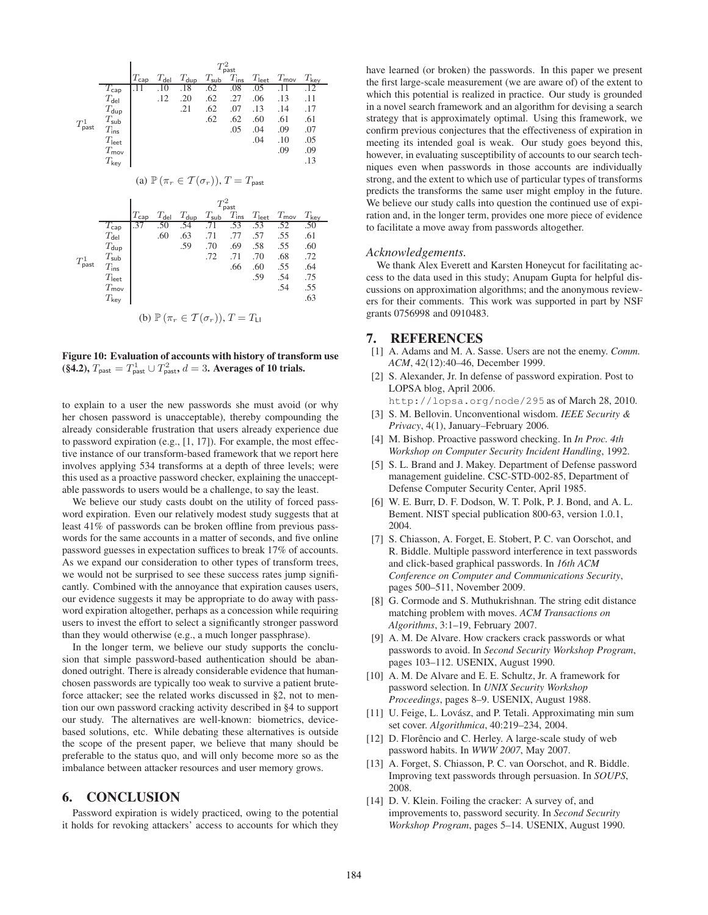|  | $T_{\mathsf{past}}^2$ |  |  |  |  |  |  |  |
|---|---|---|---|---|---|---|---|---|
| $T_{\mathsf{past}}^1$ | $T_{\mathsf{cap}}$ | $T_{\mathsf{del}}$ | $T_{\mathsf{dup}}$ | $T_{\mathsf{sub}}$ | $T_{\mathsf{ins}}$ | $T_{\mathsf{leet}}$ | $T_{\mathsf{mov}}$ | $T_{\mathsf{key}}$ |
| $T_{\mathsf{cap}}$ | .11 | .10 | .18 | .62 | .08 | .05 | .11 | .12 |
| $T_{\mathsf{del}}$ |  | .12 | .20 | .62 | .27 | .06 | .13 | .11 |
| $T_{\mathsf{dup}}$ |  |  | .21 | .62 | .07 | .13 | .14 | .17 |
| $T_{\mathsf{sub}}$ |  |  |  | .62 | .62 | .60 | .61 | .61 |
| $T_{\mathsf{ins}}$ |  |  |  |  | .05 | .04 | .09 | .07 |
| $T_{\mathsf{leet}}$ |  |  |  |  |  | .04 | .10 | .05 |
| $T_{\mathsf{mov}}$ |  |  |  |  |  |  | .09 | .09 |
| $T_{\mathsf{key}}$ |  |  |  |  |  |  |  | .13 |

(a) $\mathbb{P}\left(\pi_r \in \mathcal{T}(\sigma_r)\right), T = T_{\mathsf{past}}$

|  | $T_{\mathsf{past}}^2$ |  |  |  |  |  |  |  |
|---|---|---|---|---|---|---|---|---|
| $T_{\mathsf{past}}^1$ | $T_{\mathsf{cap}}$ | $T_{\mathsf{del}}$ | $T_{\mathsf{dup}}$ | $T_{\mathsf{sub}}$ | $T_{\mathsf{ins}}$ | $T_{\mathsf{leet}}$ | $T_{\mathsf{mov}}$ | $T_{\mathsf{key}}$ |
| $T_{\mathsf{cap}}$ | .37 | .50 | .54 | .71 | .53 | .53 | .52 | .50 |
| $T_{\mathsf{del}}$ |  | .60 | .63 | .71 | .77 | .57 | .55 | .61 |
| $T_{\mathsf{dup}}$ |  |  | .59 | .70 | .69 | .58 | .55 | .60 |
| $T_{\mathsf{sub}}$ |  |  |  | .72 | .71 | .70 | .68 | .72 |
| $T_{\mathsf{ins}}$ |  |  |  |  | .66 | .60 | .55 | .64 |
| $T_{\mathsf{leet}}$ |  |  |  |  |  | .59 | .54 | .75 |
| $T_{\mathsf{mov}}$ |  |  |  |  |  |  | .54 | .55 |
| $T_{\mathsf{key}}$ |  |  |  |  |  |  |  | .63 |

(b) $\mathbb{P}\left(\pi_r \in \mathcal{T}(\sigma_r)\right), T = T_{\mathsf{LI}}$

**Figure 10: Evaluation of accounts with history of transform use (§4.2), $T_{\mathsf{past}} = T_{\mathsf{past}}^1 \cup T_{\mathsf{past}}^2$, $d = 3$. Averages of 10 trials.**

to explain to a user the new passwords she must avoid (or why her chosen password is unacceptable), thereby compounding the already considerable frustration that users already experience due to password expiration (e.g., [1, 17]). For example, the most effective instance of our transform-based framework that we report here involves applying 534 transforms at a depth of three levels; were this used as a proactive password checker, explaining the unacceptable passwords to users would be a challenge, to say the least.

We believe our study casts doubt on the utility of forced password expiration. Even our relatively modest study suggests that at least 41% of passwords can be broken offline from previous passwords for the same accounts in a matter of seconds, and five online password guesses in expectation suffices to break 17% of accounts. As we expand our consideration to other types of transform trees, we would not be surprised to see these success rates jump significantly. Combined with the annoyance that expiration causes users, our evidence suggests it may be appropriate to do away with password expiration altogether, perhaps as a concession while requiring users to invest the effort to select a significantly stronger password than they would otherwise (e.g., a much longer passphrase).

In the longer term, we believe our study supports the conclusion that simple password-based authentication should be abandoned outright. There is already considerable evidence that human-chosen passwords are typically too weak to survive a patient brute-force attacker; see the related works discussed in §2, not to mention our own password cracking activity described in §4 to support our study. The alternatives are well-known: biometrics, device-based solutions, etc. While debating these alternatives is outside the scope of the present paper, we believe that many should be preferable to the status quo, and will only become more so as the imbalance between attacker resources and user memory grows.

## 6. CONCLUSION

Password expiration is widely practiced, owing to the potential it holds for revoking attackers' access to accounts for which they have learned (or broken) the passwords. In this paper we present the first large-scale measurement (we are aware of) of the extent to which this potential is realized in practice. Our study is grounded in a novel search framework and an algorithm for devising a search strategy that is approximately optimal. Using this framework, we confirm previous conjectures that the effectiveness of expiration in meeting its intended goal is weak. Our study goes beyond this, however, in evaluating susceptibility of accounts to our search techniques even when passwords in those accounts are individually strong, and the extent to which use of particular types of transforms predicts the transforms the same user might employ in the future. We believe our study calls into question the continued use of expiration and, in the longer term, provides one more piece of evidence to facilitate a move away from passwords altogether.

*Acknowledgements.*

We thank Alex Everett and Karsten Honeycut for facilitating access to the data used in this study; Anupam Gupta for helpful discussions on approximation algorithms; and the anonymous reviewers for their comments. This work was supported in part by NSF grants 0756998 and 0910483.

## 7. REFERENCES

[1] A. Adams and M. A. Sasse. Users are not the enemy. *Comm. ACM*, 42(12):40–46, December 1999.

[2] S. Alexander, Jr. In defense of password expiration. Post to LOPSA blog, April 2006. http://lopsa.org/node/295 as of March 28, 2010.

[3] S. M. Bellovin. Unconventional wisdom. *IEEE Security & Privacy*, 4(1), January–February 2006.

[4] M. Bishop. Proactive password checking. In *In Proc. 4th Workshop on Computer Security Incident Handling*, 1992.

[5] S. L. Brand and J. Makey. Department of Defense password management guideline. CSC-STD-002-85, Department of Defense Computer Security Center, April 1985.

[6] W. E. Burr, D. F. Dodson, W. T. Polk, P. J. Bond, and A. L. Bement. NIST special publication 800-63, version 1.0.1, 2004.

[7] S. Chiasson, A. Forget, E. Stobert, P. C. van Oorschot, and R. Biddle. Multiple password interference in text passwords and click-based graphical passwords. In *16th ACM Conference on Computer and Communications Security*, pages 500–511, November 2009.

[8] G. Cormode and S. Muthukrishnan. The string edit distance matching problem with moves. *ACM Transactions on Algorithms*, 3:1–19, February 2007.

[9] A. M. De Alvare. How crackers crack passwords or what passwords to avoid. In *Second Security Workshop Program*, pages 103–112. USENIX, August 1990.

[10] A. M. De Alvare and E. E. Schultz, Jr. A framework for password selection. In *UNIX Security Workshop Proceedings*, pages 8–9. USENIX, August 1988.

[11] U. Feige, L. Lovász, and P. Tetali. Approximating min sum set cover. *Algorithmica*, 40:219–234, 2004.

[12] D. Florêncio and C. Herley. A large-scale study of web password habits. In *WWW 2007*, May 2007.

[13] A. Forget, S. Chiasson, P. C. van Oorschot, and R. Biddle. Improving text passwords through persuasion. In *SOUPS*, 2008.

[14] D. V. Klein. Foiling the cracker: A survey of, and improvements to, password security. In *Second Security Workshop Program*, pages 5–14. USENIX, August 1990.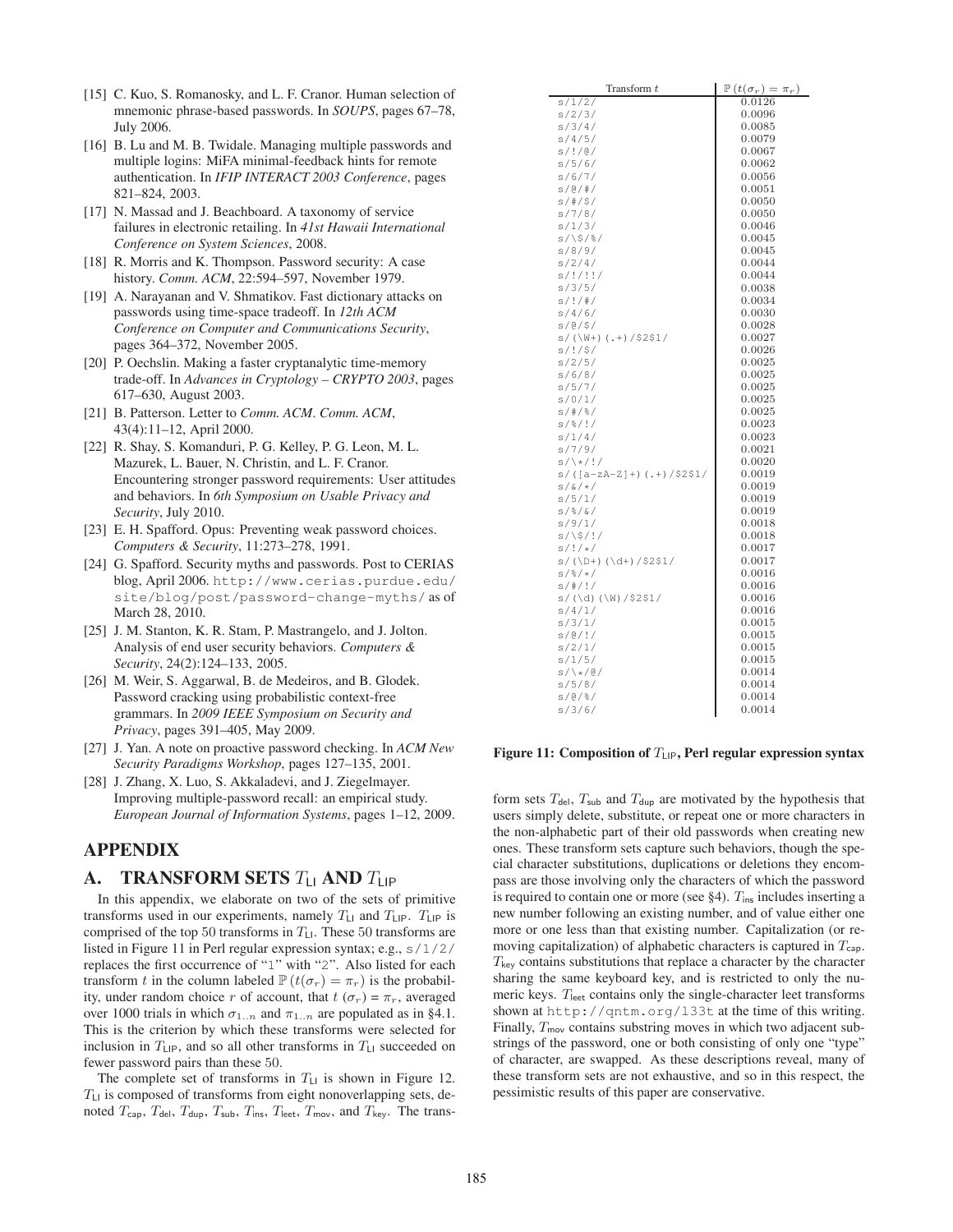[15] C. Kuo, S. Romanosky, and L. F. Cranor. Human selection of mnemonic phrase-based passwords. In *SOUPS*, pages 67–78, July 2006.

[16] B. Lu and M. B. Twidale. Managing multiple passwords and multiple logins: MiFA minimal-feedback hints for remote authentication. In *IFIP INTERACT 2003 Conference*, pages 821–824, 2003.

[17] N. Massad and J. Beachboard. A taxonomy of service failures in electronic retailing. In *41st Hawaii International Conference on System Sciences*, 2008.

[18] R. Morris and K. Thompson. Password security: A case history. *Comm. ACM*, 22:594–597, November 1979.

[19] A. Narayanan and V. Shmatikov. Fast dictionary attacks on passwords using time-space tradeoff. In *12th ACM Conference on Computer and Communications Security*, pages 364–372, November 2005.

[20] P. Oechslin. Making a faster cryptanalytic time-memory trade-off. In *Advances in Cryptology – CRYPTO 2003*, pages 617–630, August 2003.

[21] B. Patterson. Letter to *Comm. ACM*. *Comm. ACM*, 43(4):11–12, April 2000.

[22] R. Shay, S. Komanduri, P. G. Kelley, P. G. Leon, M. L. Mazurek, L. Bauer, N. Christin, and L. F. Cranor. Encountering stronger password requirements: User attitudes and behaviors. In *6th Symposium on Usable Privacy and Security*, July 2010.

[23] E. H. Spafford. Opus: Preventing weak password choices. *Computers & Security*, 11:273–278, 1991.

[24] G. Spafford. Security myths and passwords. Post to CERIAS blog, April 2006. http://www.cerias.purdue.edu/site/blog/post/password-change-myths/ as of March 28, 2010.

[25] J. M. Stanton, K. R. Stam, P. Mastrangelo, and J. Jolton. Analysis of end user security behaviors. *Computers & Security*, 24(2):124–133, 2005.

[26] M. Weir, S. Aggarwal, B. de Medeiros, and B. Glodek. Password cracking using probabilistic context-free grammars. In *2009 IEEE Symposium on Security and Privacy*, pages 391–405, May 2009.

[27] J. Yan. A note on proactive password checking. In *ACM New Security Paradigms Workshop*, pages 127–135, 2001.

[28] J. Zhang, X. Luo, S. Akkaladevi, and J. Ziegelmayer. Improving multiple-password recall: an empirical study. *European Journal of Information Systems*, pages 1–12, 2009.

## APPENDIX

## A. TRANSFORM SETS $T_{\mathsf{LI}}$ AND $T_{\mathsf{LIP}}$

In this appendix, we elaborate on two of the sets of primitive transforms used in our experiments, namely $T_{\mathsf{LI}}$ and $T_{\mathsf{LIP}}$. $T_{\mathsf{LIP}}$ is comprised of the top 50 transforms in $T_{\mathsf{LI}}$. These 50 transforms are listed in Figure 11 in Perl regular expression syntax; e.g., `s/1/2/` replaces the first occurrence of "1" with "2". Also listed for each transform $t$ in the column labeled $\mathbb{P}(t(\sigma_r) = \pi_r)$ is the probability, under random choice $r$ of account, that $t(\sigma_r) = \pi_r$, averaged over 1000 trials in which $\sigma_{1..n}$ and $\pi_{1..n}$ are populated as in §4.1. This is the criterion by which these transforms were selected for inclusion in $T_{\mathsf{LIP}}$, and so all other transforms in $T_{\mathsf{LI}}$ succeeded on fewer password pairs than these 50.

The complete set of transforms in $T_{\mathsf{LI}}$ is shown in Figure 12. $T_{\mathsf{LI}}$ is composed of transforms from eight nonoverlapping sets, denoted $T_{\mathsf{cap}}$, $T_{\mathsf{del}}$, $T_{\mathsf{dup}}$, $T_{\mathsf{sub}}$, $T_{\mathsf{ins}}$, $T_{\mathsf{leet}}$, $T_{\mathsf{mov}}$, and $T_{\mathsf{key}}$. The transform sets $T_{\mathsf{del}}$, $T_{\mathsf{sub}}$ and $T_{\mathsf{dup}}$ are motivated by the hypothesis that users simply delete, substitute, or repeat one or more characters in the non-alphabetic part of their old passwords when creating new ones. These transform sets capture such behaviors, though the special character substitutions, duplications or deletions they encompass are those involving only the characters of which the password is required to contain one or more (see §4). $T_{\mathsf{ins}}$ includes inserting a new number following an existing number, and of value either one more or one less than that existing number. Capitalization (or removing capitalization) of alphabetic characters is captured in $T_{\mathsf{cap}}$. $T_{\mathsf{key}}$ contains substitutions that replace a character by the character sharing the same keyboard key, and is restricted to only the numeric keys. $T_{\mathsf{leet}}$ contains only the single-character leet transforms shown at http://qntm.org/l33t at the time of this writing. Finally, $T_{\mathsf{mov}}$ contains substring moves in which two adjacent substrings of the password, one or both consisting of only one "type" of character, are swapped. As these descriptions reveal, many of these transform sets are not exhaustive, and so in this respect, the pessimistic results of this paper are conservative.

| Transform $t$ | $\mathbb{P}(t(\sigma_r) = \pi_r)$ |
|---|---|
| `s/1/2/` | 0.0126 |
| `s/2/3/` | 0.0096 |
| `s/3/4/` | 0.0085 |
| `s/4/5/` | 0.0079 |
| `s/!/@/` | 0.0067 |
| `s/5/6/` | 0.0062 |
| `s/6/7/` | 0.0056 |
| `s/@/#/` | 0.0051 |
| `s/#/$/` | 0.0050 |
| `s/7/8/` | 0.0050 |
| `s/1/3/` | 0.0046 |
| `s/\$/%/` | 0.0045 |
| `s/8/9/` | 0.0045 |
| `s/2/4/` | 0.0044 |
| `s/!/!!/` | 0.0044 |
| `s/3/5/` | 0.0038 |
| `s/!/#/` | 0.0034 |
| `s/4/6/` | 0.0030 |
| `s/@/$/` | 0.0028 |
| `s/(\W+)(.+)/$2$1/` | 0.0027 |
| `s/!/$/` | 0.0026 |
| `s/2/5/` | 0.0025 |
| `s/6/8/` | 0.0025 |
| `s/5/7/` | 0.0025 |
| `s/0/1/` | 0.0025 |
| `s/#/%/` | 0.0025 |
| `s/%/!/` | 0.0023 |
| `s/1/4/` | 0.0023 |
| `s/7/9/` | 0.0021 |
| `s/\*/!/` | 0.0020 |
| `s/([a-zA-Z]+)(.+)/$2$1/` | 0.0019 |
| `s/&/*/` | 0.0019 |
| `s/5/1/` | 0.0019 |
| `s/%/&/` | 0.0019 |
| `s/9/1/` | 0.0018 |
| `s/\$/!/` | 0.0018 |
| `s/!/*/` | 0.0017 |
| `s/(\D+)(\d+)/$2$1/` | 0.0017 |
| `s/%/*/` | 0.0016 |
| `s/#/!/` | 0.0016 |
| `s/(\d)(\W)/$2$1/` | 0.0016 |
| `s/4/1/` | 0.0016 |
| `s/3/1/` | 0.0015 |
| `s/@/!/` | 0.0015 |
| `s/2/1/` | 0.0015 |
| `s/1/5/` | 0.0015 |
| `s/\*/@/` | 0.0014 |
| `s/5/8/` | 0.0014 |
| `s/@/%/` | 0.0014 |
| `s/3/6/` | 0.0014 |

**Figure 11: Composition of $T_{\mathsf{LIP}}$, Perl regular expression syntax**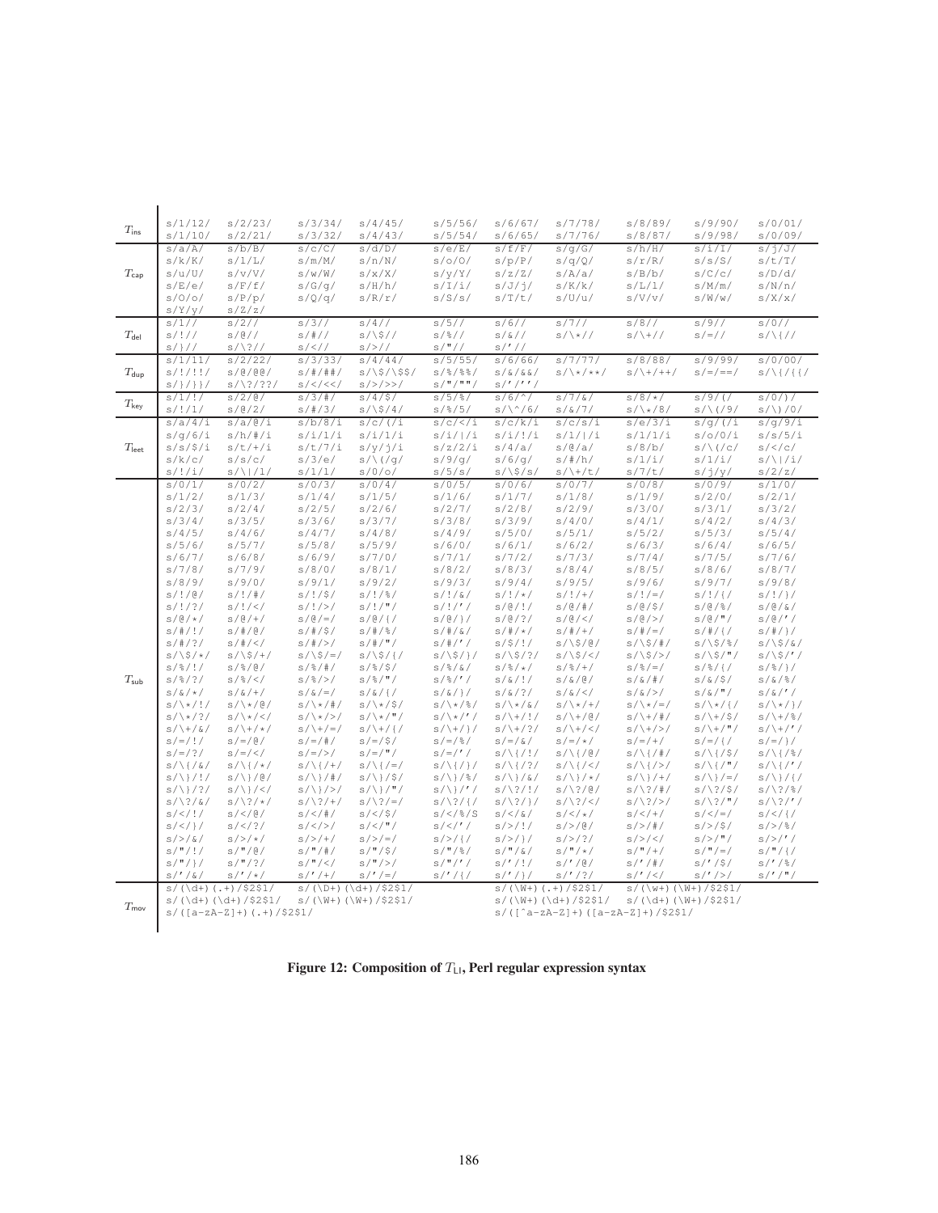$T_{\mathsf{ins}}$

```
s/1/12/   s/2/23/   s/3/34/   s/4/45/   s/5/56/   s/6/67/   s/7/78/   s/8/89/   s/9/90/   s/0/01/
s/1/10/   s/2/21/   s/3/32/   s/4/43/   s/5/54/   s/6/65/   s/7/76/   s/8/87/   s/9/98/   s/0/09/
```

$T_{\mathsf{cap}}$

```
s/a/A/    s/b/B/    s/c/C/    s/d/D/    s/e/E/    s/f/F/    s/g/G/    s/h/H/    s/i/I/    s/j/J/
s/k/K/    s/l/L/    s/m/M/    s/n/N/    s/o/O/    s/p/P/    s/q/Q/    s/r/R/    s/s/S/    s/t/T/
s/u/U/    s/v/V/    s/w/W/    s/x/X/    s/y/Y/    s/z/Z/    s/A/a/    s/B/b/    s/C/c/    s/D/d/
s/E/e/    s/F/f/    s/G/g/    s/H/h/    s/I/i/    s/J/j/    s/K/k/    s/L/l/    s/M/m/    s/N/n/
s/O/o/    s/P/p/    s/Q/q/    s/R/r/    s/S/s/    s/T/t/    s/U/u/    s/V/v/    s/W/w/    s/X/x/
s/Y/y/    s/Z/z/
```

$T_{\mathsf{del}}$

```
s/1//     s/2//     s/3//     s/4//     s/5//     s/6//     s/7//     s/8//     s/9//     s/0//
s/!//     s/@//     s/#//     s/\$//    s/%//     s/&//     s/\*//    s/\+//    s/=//     s/\{//
s/}//     s/\?//    s/<//     s/>//     s/"//     s/'//
```

$T_{\mathsf{dup}}$

```
s/1/11/   s/2/22/   s/3/33/   s/4/44/   s/5/55/   s/6/66/   s/7/77/   s/8/88/   s/9/99/   s/0/00/
s/!/!!/   s/@/@@/   s/#/##/   s/\$/\$$/ s/%/%%/   s/&/&&/   s/\*/**/  s/\+/++/  s/=/==/   s/\{/{{/
s/}/}}/   s/\?/??/  s/</<</   s/>/>>/   s/"/""/   s/'/''/
```

$T_{\mathsf{key}}$

```
s/1/!/    s/2/@/    s/3/#/    s/4/$/    s/5/%/    s/6/^/    s/7/&/    s/8/*/    s/9/(/    s/0/)/
s/!/1/    s/@/2/    s/#/3/    s/\$/4/   s/%/5/    s/\^/6/   s/&/7/    s/\*/8/   s/\(/9/   s/\)/0/
```

$T_{\mathsf{leet}}$

```
s/a/4/i   s/a/@/i   s/b/8/i   s/c/(/i   s/c/</i   s/c/k/i   s/c/s/i   s/e/3/i   s/g/(/i   s/g/9/i
s/g/6/i   s/h/#/i   s/i/1/i   s/i/!/i   s/i/|/i   s/i/l/i   s/l/|/i   s/l/1/i   s/o/0/i   s/s/5/i
s/s/$/i   s/t/+/i   s/t/7/i   s/y/j/i   s/z/2/i   s/4/a/    s/@/a/    s/8/b/    s/\(/c/   s/</c/
s/k/c/    s/s/c/    s/3/e/    s/\(/g/   s/9/g/    s/6/g/    s/#/h/    s/1/i/    s/l/i/    s/\|/i/
s/!/i/    s/\|/l/   s/1/l/    s/0/o/    s/5/s/    s/\$/s/   s/\+/t/   s/7/t/    s/j/y/    s/2/z/
```

$T_{\mathsf{sub}}$

```
s/0/1/    s/0/2/    s/0/3/    s/0/4/    s/0/5/    s/0/6/    s/0/7/    s/0/8/    s/0/9/    s/1/0/
s/1/2/    s/1/3/    s/1/4/    s/1/5/    s/1/6/    s/1/7/    s/1/8/    s/1/9/    s/2/0/    s/2/1/
s/2/3/    s/2/4/    s/2/5/    s/2/6/    s/2/7/    s/2/8/    s/2/9/    s/3/0/    s/3/1/    s/3/2/
s/3/4/    s/3/5/    s/3/6/    s/3/7/    s/3/8/    s/3/9/    s/4/0/    s/4/1/    s/4/2/    s/4/3/
s/4/5/    s/4/6/    s/4/7/    s/4/8/    s/4/9/    s/5/0/    s/5/1/    s/5/2/    s/5/3/    s/5/4/
s/5/6/    s/5/7/    s/5/8/    s/5/9/    s/6/0/    s/6/1/    s/6/2/    s/6/3/    s/6/4/    s/6/5/
s/6/7/    s/6/8/    s/6/9/    s/7/0/    s/7/1/    s/7/2/    s/7/3/    s/7/4/    s/7/5/    s/7/6/
s/7/8/    s/7/9/    s/8/0/    s/8/1/    s/8/2/    s/8/3/    s/8/4/    s/8/5/    s/8/6/    s/8/7/
s/8/9/    s/9/0/    s/9/1/    s/9/2/    s/9/3/    s/9/4/    s/9/5/    s/9/6/    s/9/7/    s/9/8/
s/!/@/    s/!/#/    s/!/$/    s/!/%/    s/!/&/    s/!/*/    s/!/+/    s/!/=/    s/!/{/    s/!/}/
s/!/?/    s/!/</    s/!/>/    s/!/"/    s/!/'/    s/@/!/    s/@/#/    s/@/$/    s/@/%/    s/@/&/
s/@/*/    s/@/+/    s/@/=/    s/@/{/    s/@/}/    s/@/?/    s/@/</    s/@/>/    s/@/"/    s/@/'/
s/#/!/    s/#/@/    s/#/$/    s/#/%/    s/#/&/    s/#/*/    s/#/+/    s/#/=/    s/#/{/    s/#/}/
s/#/?/    s/#/</    s/#/>/    s/#/"/    s/#/'/    s/$/!/    s/\$/@/   s/\$/#/   s/\$/%/   s/\$/&/
s/\$/*/   s/\$/+/   s/\$/=/   s/\$/{/   s/\$/}/   s/\$/?/   s/\$/</   s/\$/>/   s/\$/"/   s/\$/'/
s/%/!/    s/%/@/    s/%/#/    s/%/$/    s/%/&/    s/%/*/    s/%/+/    s/%/=/    s/%/{/    s/%/}/
s/%/?/    s/%/</    s/%/>/    s/%/"/    s/%/'/    s/&/!/    s/&/@/    s/&/#/    s/&/$/    s/&/%/
s/&/*/    s/&/+/    s/&/=/    s/&/{/    s/&/}/    s/&/?/    s/&/</    s/&/>/    s/&/"/    s/&/'/
s/\*/!/   s/\*/@/   s/\*/#/   s/\*/$/   s/\*/%/   s/\*/&/   s/\*/+/   s/\*/=/   s/\*/{/   s/\*/}/
s/\*/?/   s/\*/</   s/\*/>/   s/\*/"/   s/\*/'/   s/\+/!/   s/\+/@/   s/\+/#/   s/\+/$/   s/\+/%/
s/\+/&/   s/\+/*/   s/\+/=/   s/\+/{/   s/\+/}/   s/\+/?/   s/\+/</   s/\+/>/   s/\+/"/   s/\+/'/
s/=/!/    s/=/@/    s/=/#/    s/=/$/    s/=/%/    s/=/&/    s/=/*/    s/=/+/    s/=/{/    s/=/}/
s/=/?/    s/=/</    s/=/>/    s/=/"/    s/=/'/    s/\{/!/   s/\{/@/   s/\{/#/   s/\{/$/   s/\{/%/
s/\{/&/   s/\{/*/   s/\{/+/   s/\{/=/   s/\{/}/   s/\{/?/   s/\{/</   s/\{/>/   s/\{/"/   s/\{/'/
s/\}/!/   s/\}/@/   s/\}/#/   s/\}/$/   s/\}/%/   s/\}/&/   s/\}/*/   s/\}/+/   s/\}/=/   s/\}/{/
s/\}/?/   s/\}/</   s/\}/>/   s/\}/"/   s/\}/'/   s/\?/!/   s/\?/@/   s/\?/#/   s/\?/$/   s/\?/%/
s/\?/&/   s/\?/*/   s/\?/+/   s/\?/=/   s/\?/{/   s/\?/}/   s/\?/</   s/\?/>/   s/\?/"/   s/\?/'/
s/</!/    s/</@/    s/</#/    s/</$/    s/</%/S   s/</&/    s/</*/    s/</+/    s/</=/    s/</{/
s/</}/    s/</?/    s/</>/    s/</"/    s/</'/    s/>/!/    s/>/@/    s/>/#/    s/>/$/    s/>/%/
s/>/&/    s/>/*/    s/>/+/    s/>/=/    s/>/{/    s/>/}/    s/>/?/    s/>/</    s/>/"/    s/>/'/
s/"/!/    s/"/@/    s/"/#/    s/"/$/    s/"/%/    s/"/&/    s/"/*/    s/"/+/    s/"/=/    s/"/{/
s/"/}/    s/"/?/    s/"/</    s/"/>/    s/"/'/    s/'/!/    s/'/@/    s/'/#/    s/'/$/    s/'/%/
s/'/&/    s/'/*/    s/'/+/    s/'/=/    s/'/{/    s/'/}/    s/'/?/    s/'/</    s/'/>/    s/'/"/
```

$T_{\mathsf{mov}}$

```
s/(\d+)(.+)/$2$1/       s/(\D+)(\d+)/$2$1/       s/(\W+)(.+)/$2$1/        s/(\w+)(\W+)/$2$1/
s/(\d+)(\d+)/$2$1/      s/(\W+)(\W+)/$2$1/       s/(\W+)(\d+)/$2$1/       s/(\d+)(\W+)/$2$1/
s/([a-zA-Z]+)(.+)/$2$1/                          s/([^a-zA-Z]+)([a-zA-Z]+)/$2$1/
```

**Figure 12: Composition of $T_{\mathsf{LI}}$, Perl regular expression syntax**